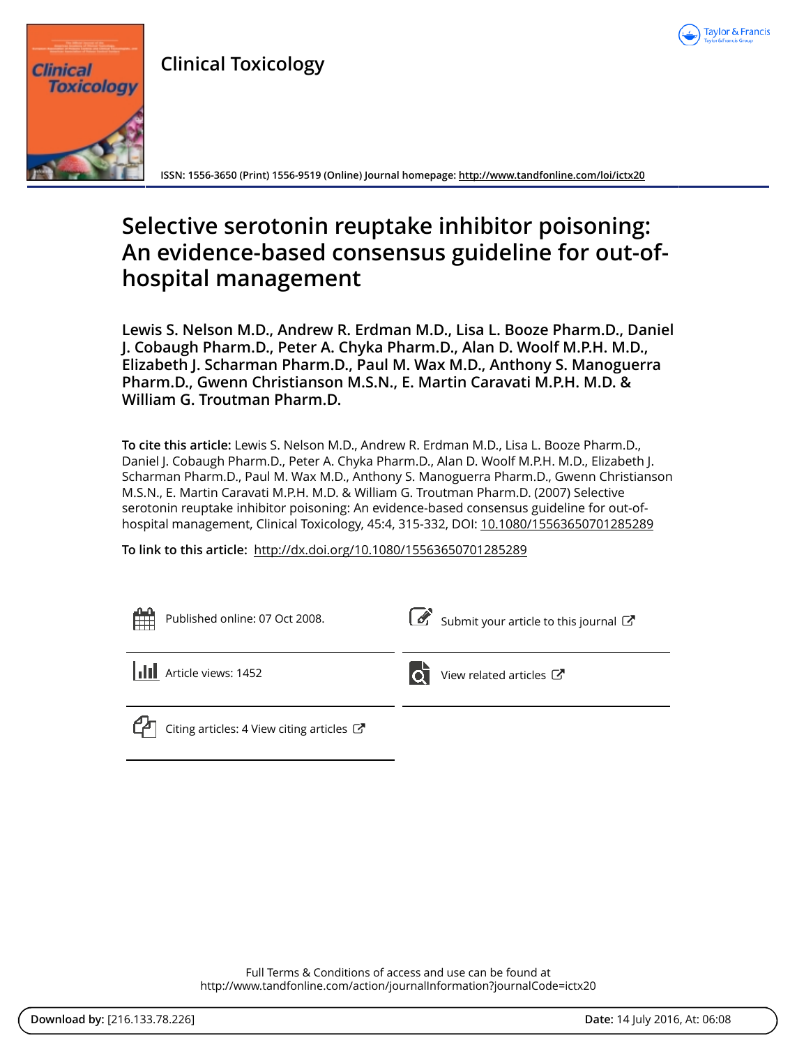Clinical Toxicology

ISSN: 1556-3650 (Print) 1556-9519 (Online) Journal homepage: http://www.tandfonline.com/loi/ictx20

# Selective serotonin reuptake inhibitor poisoning: An evidence-based consensus guideline for out-of-hospital management

**Lewis S. Nelson M.D., Andrew R. Erdman M.D., Lisa L. Booze Pharm.D., Daniel J. Cobaugh Pharm.D., Peter A. Chyka Pharm.D., Alan D. Woolf M.P.H. M.D., Elizabeth J. Scharman Pharm.D., Paul M. Wax M.D., Anthony S. Manoguerra Pharm.D., Gwenn Christianson M.S.N., E. Martin Caravati M.P.H. M.D. & William G. Troutman Pharm.D.**

**To cite this article:** Lewis S. Nelson M.D., Andrew R. Erdman M.D., Lisa L. Booze Pharm.D., Daniel J. Cobaugh Pharm.D., Peter A. Chyka Pharm.D., Alan D. Woolf M.P.H. M.D., Elizabeth J. Scharman Pharm.D., Paul M. Wax M.D., Anthony S. Manoguerra Pharm.D., Gwenn Christianson M.S.N., E. Martin Caravati M.P.H. M.D. & William G. Troutman Pharm.D. (2007) Selective serotonin reuptake inhibitor poisoning: An evidence-based consensus guideline for out-of-hospital management, Clinical Toxicology, 45:4, 315-332, DOI: 10.1080/15563650701285289

**To link to this article:** http://dx.doi.org/10.1080/15563650701285289

Published online: 07 Oct 2008.

Submit your article to this journal

Article views: 1452

View related articles

Citing articles: 4 View citing articles

Full Terms & Conditions of access and use can be found at
http://www.tandfonline.com/action/journalInformation?journalCode=ictx20

**Download by:** [216.133.78.226] **Date:** 14 July 2016, At: 06:08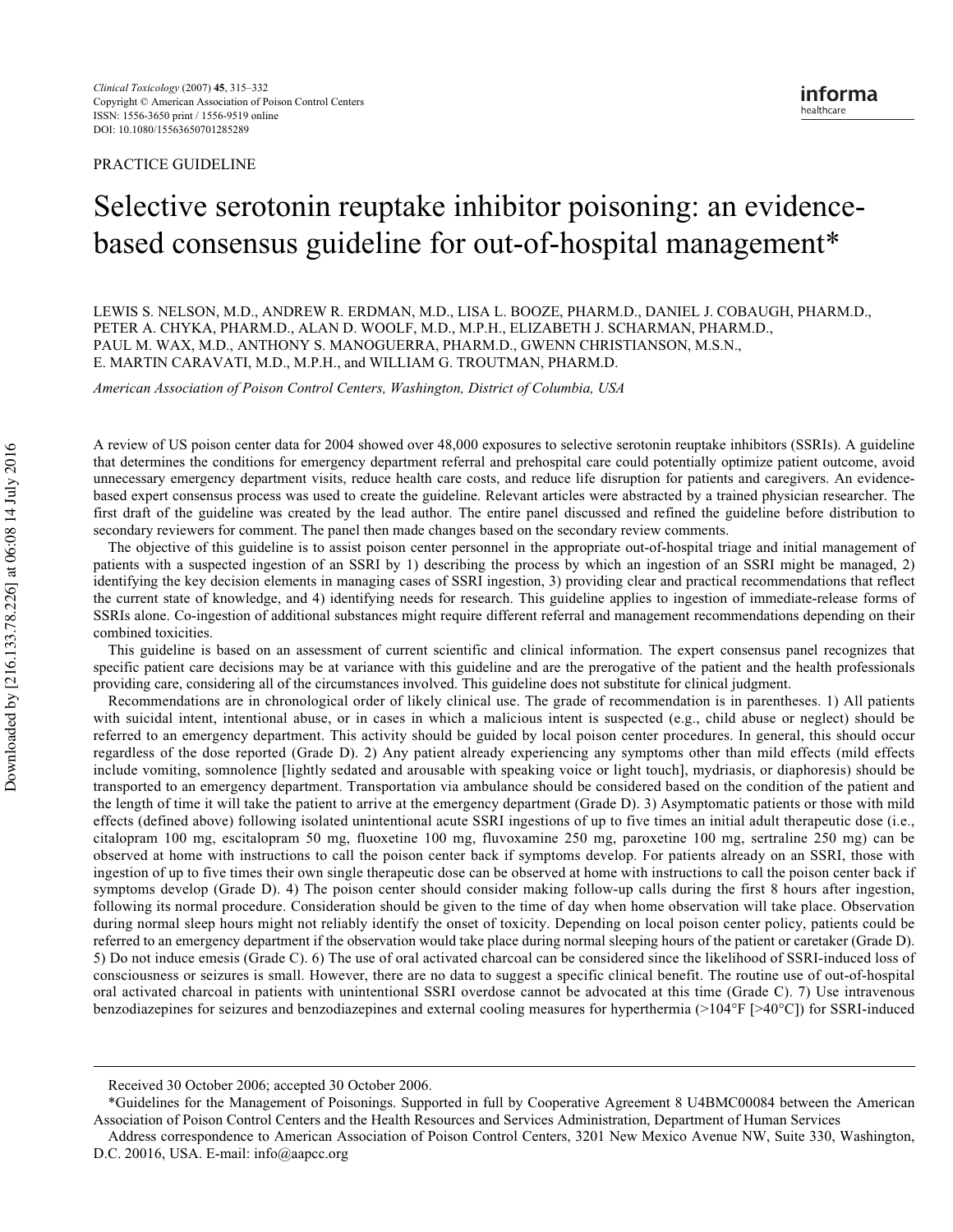PRACTICE GUIDELINE

# Selective serotonin reuptake inhibitor poisoning: an evidence-based consensus guideline for out-of-hospital management*

LEWIS S. NELSON, M.D., ANDREW R. ERDMAN, M.D., LISA L. BOOZE, PHARM.D., DANIEL J. COBAUGH, PHARM.D., PETER A. CHYKA, PHARM.D., ALAN D. WOOLF, M.D., M.P.H., ELIZABETH J. SCHARMAN, PHARM.D., PAUL M. WAX, M.D., ANTHONY S. MANOGUERRA, PHARM.D., GWENN CHRISTIANSON, M.S.N., E. MARTIN CARAVATI, M.D., M.P.H., and WILLIAM G. TROUTMAN, PHARM.D.

*American Association of Poison Control Centers, Washington, District of Columbia, USA*

A review of US poison center data for 2004 showed over 48,000 exposures to selective serotonin reuptake inhibitors (SSRIs). A guideline that determines the conditions for emergency department referral and prehospital care could potentially optimize patient outcome, avoid unnecessary emergency department visits, reduce health care costs, and reduce life disruption for patients and caregivers. An evidence-based expert consensus process was used to create the guideline. Relevant articles were abstracted by a trained physician researcher. The first draft of the guideline was created by the lead author. The entire panel discussed and refined the guideline before distribution to secondary reviewers for comment. The panel then made changes based on the secondary review comments.

The objective of this guideline is to assist poison center personnel in the appropriate out-of-hospital triage and initial management of patients with a suspected ingestion of an SSRI by 1) describing the process by which an ingestion of an SSRI might be managed, 2) identifying the key decision elements in managing cases of SSRI ingestion, 3) providing clear and practical recommendations that reflect the current state of knowledge, and 4) identifying needs for research. This guideline applies to ingestion of immediate-release forms of SSRIs alone. Co-ingestion of additional substances might require different referral and management recommendations depending on their combined toxicities.

This guideline is based on an assessment of current scientific and clinical information. The expert consensus panel recognizes that specific patient care decisions may be at variance with this guideline and are the prerogative of the patient and the health professionals providing care, considering all of the circumstances involved. This guideline does not substitute for clinical judgment.

Recommendations are in chronological order of likely clinical use. The grade of recommendation is in parentheses. 1) All patients with suicidal intent, intentional abuse, or in cases in which a malicious intent is suspected (e.g., child abuse or neglect) should be referred to an emergency department. This activity should be guided by local poison center procedures. In general, this should occur regardless of the dose reported (Grade D). 2) Any patient already experiencing any symptoms other than mild effects (mild effects include vomiting, somnolence [lightly sedated and arousable with speaking voice or light touch], mydriasis, or diaphoresis) should be transported to an emergency department. Transportation via ambulance should be considered based on the condition of the patient and the length of time it will take the patient to arrive at the emergency department (Grade D). 3) Asymptomatic patients or those with mild effects (defined above) following isolated unintentional acute SSRI ingestions of up to five times an initial adult therapeutic dose (i.e., citalopram 100 mg, escitalopram 50 mg, fluoxetine 100 mg, fluvoxamine 250 mg, paroxetine 100 mg, sertraline 250 mg) can be observed at home with instructions to call the poison center back if symptoms develop. For patients already on an SSRI, those with ingestion of up to five times their own single therapeutic dose can be observed at home with instructions to call the poison center back if symptoms develop (Grade D). 4) The poison center should consider making follow-up calls during the first 8 hours after ingestion, following its normal procedure. Consideration should be given to the time of day when home observation will take place. Observation during normal sleep hours might not reliably identify the onset of toxicity. Depending on local poison center policy, patients could be referred to an emergency department if the observation would take place during normal sleeping hours of the patient or caretaker (Grade D). 5) Do not induce emesis (Grade C). 6) The use of oral activated charcoal can be considered since the likelihood of SSRI-induced loss of consciousness or seizures is small. However, there are no data to suggest a specific clinical benefit. The routine use of out-of-hospital oral activated charcoal in patients with unintentional SSRI overdose cannot be advocated at this time (Grade C). 7) Use intravenous benzodiazepines for seizures and benzodiazepines and external cooling measures for hyperthermia (>104°F [>40°C]) for SSRI-induced

Received 30 October 2006; accepted 30 October 2006.

*Guidelines for the Management of Poisonings. Supported in full by Cooperative Agreement 8 U4BMC00084 between the American Association of Poison Control Centers and the Health Resources and Services Administration, Department of Human Services

Address correspondence to American Association of Poison Control Centers, 3201 New Mexico Avenue NW, Suite 330, Washington, D.C. 20016, USA. E-mail: info@aapcc.org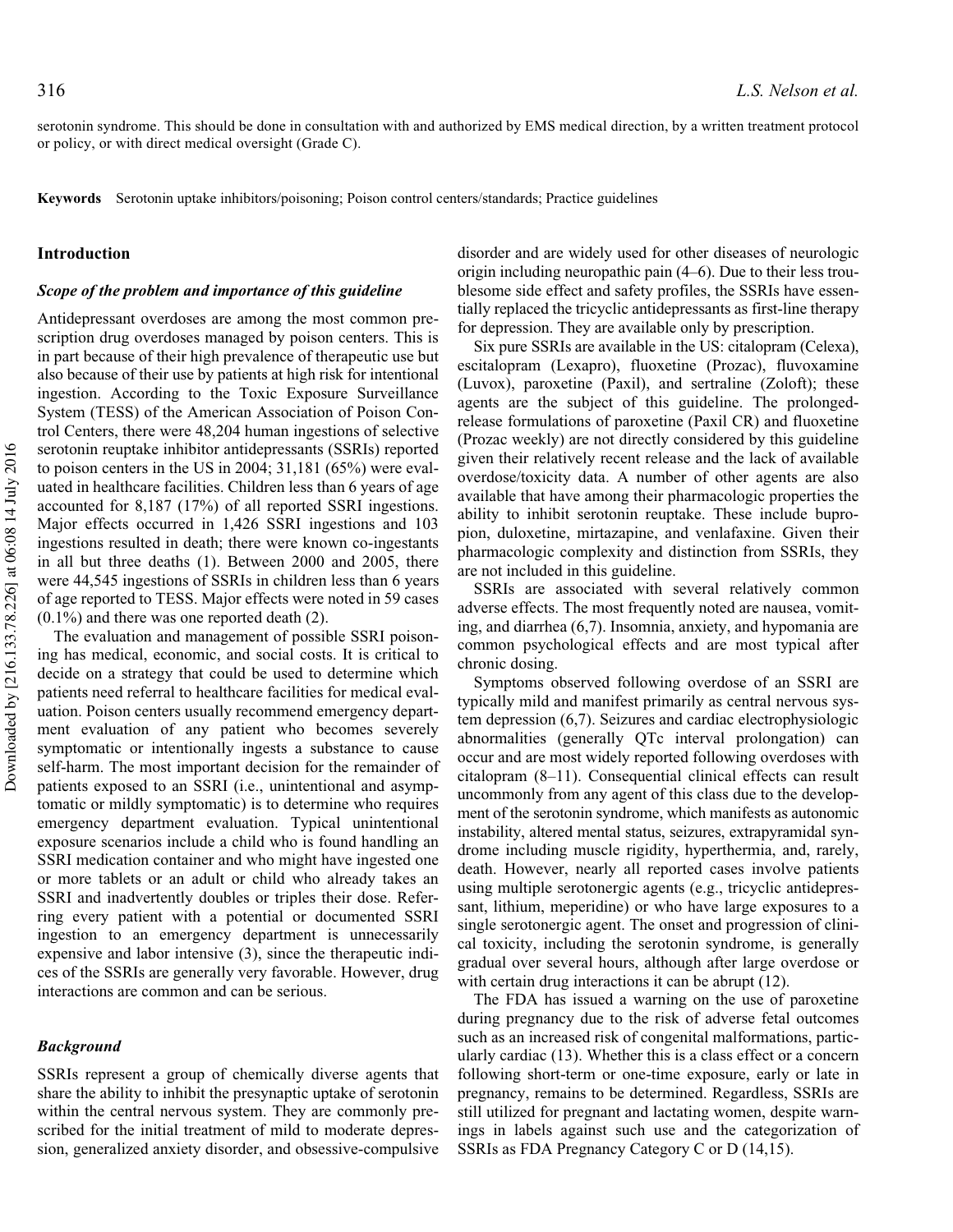serotonin syndrome. This should be done in consultation with and authorized by EMS medical direction, by a written treatment protocol or policy, or with direct medical oversight (Grade C).

**Keywords** Serotonin uptake inhibitors/poisoning; Poison control centers/standards; Practice guidelines

## Introduction

### *Scope of the problem and importance of this guideline*

Antidepressant overdoses are among the most common prescription drug overdoses managed by poison centers. This is in part because of their high prevalence of therapeutic use but also because of their use by patients at high risk for intentional ingestion. According to the Toxic Exposure Surveillance System (TESS) of the American Association of Poison Control Centers, there were 48,204 human ingestions of selective serotonin reuptake inhibitor antidepressants (SSRIs) reported to poison centers in the US in 2004; 31,181 (65%) were evaluated in healthcare facilities. Children less than 6 years of age accounted for 8,187 (17%) of all reported SSRI ingestions. Major effects occurred in 1,426 SSRI ingestions and 103 ingestions resulted in death; there were known co-ingestants in all but three deaths (1). Between 2000 and 2005, there were 44,545 ingestions of SSRIs in children less than 6 years of age reported to TESS. Major effects were noted in 59 cases (0.1%) and there was one reported death (2).

The evaluation and management of possible SSRI poisoning has medical, economic, and social costs. It is critical to decide on a strategy that could be used to determine which patients need referral to healthcare facilities for medical evaluation. Poison centers usually recommend emergency department evaluation of any patient who becomes severely symptomatic or intentionally ingests a substance to cause self-harm. The most important decision for the remainder of patients exposed to an SSRI (i.e., unintentional and asymptomatic or mildly symptomatic) is to determine who requires emergency department evaluation. Typical unintentional exposure scenarios include a child who is found handling an SSRI medication container and who might have ingested one or more tablets or an adult or child who already takes an SSRI and inadvertently doubles or triples their dose. Referring every patient with a potential or documented SSRI ingestion to an emergency department is unnecessarily expensive and labor intensive (3), since the therapeutic indices of the SSRIs are generally very favorable. However, drug interactions are common and can be serious.

### *Background*

SSRIs represent a group of chemically diverse agents that share the ability to inhibit the presynaptic uptake of serotonin within the central nervous system. They are commonly prescribed for the initial treatment of mild to moderate depression, generalized anxiety disorder, and obsessive-compulsive disorder and are widely used for other diseases of neurologic origin including neuropathic pain (4–6). Due to their less troublesome side effect and safety profiles, the SSRIs have essentially replaced the tricyclic antidepressants as first-line therapy for depression. They are available only by prescription.

Six pure SSRIs are available in the US: citalopram (Celexa), escitalopram (Lexapro), fluoxetine (Prozac), fluvoxamine (Luvox), paroxetine (Paxil), and sertraline (Zoloft); these agents are the subject of this guideline. The prolonged-release formulations of paroxetine (Paxil CR) and fluoxetine (Prozac weekly) are not directly considered by this guideline given their relatively recent release and the lack of available overdose/toxicity data. A number of other agents are also available that have among their pharmacologic properties the ability to inhibit serotonin reuptake. These include bupropion, duloxetine, mirtazapine, and venlafaxine. Given their pharmacologic complexity and distinction from SSRIs, they are not included in this guideline.

SSRIs are associated with several relatively common adverse effects. The most frequently noted are nausea, vomiting, and diarrhea (6,7). Insomnia, anxiety, and hypomania are common psychological effects and are most typical after chronic dosing.

Symptoms observed following overdose of an SSRI are typically mild and manifest primarily as central nervous system depression (6,7). Seizures and cardiac electrophysiologic abnormalities (generally QTc interval prolongation) can occur and are most widely reported following overdoses with citalopram (8–11). Consequential clinical effects can result uncommonly from any agent of this class due to the development of the serotonin syndrome, which manifests as autonomic instability, altered mental status, seizures, extrapyramidal syndrome including muscle rigidity, hyperthermia, and, rarely, death. However, nearly all reported cases involve patients using multiple serotonergic agents (e.g., tricyclic antidepressant, lithium, meperidine) or who have large exposures to a single serotonergic agent. The onset and progression of clinical toxicity, including the serotonin syndrome, is generally gradual over several hours, although after large overdose or with certain drug interactions it can be abrupt (12).

The FDA has issued a warning on the use of paroxetine during pregnancy due to the risk of adverse fetal outcomes such as an increased risk of congenital malformations, particularly cardiac (13). Whether this is a class effect or a concern following short-term or one-time exposure, early or late in pregnancy, remains to be determined. Regardless, SSRIs are still utilized for pregnant and lactating women, despite warnings in labels against such use and the categorization of SSRIs as FDA Pregnancy Category C or D (14,15).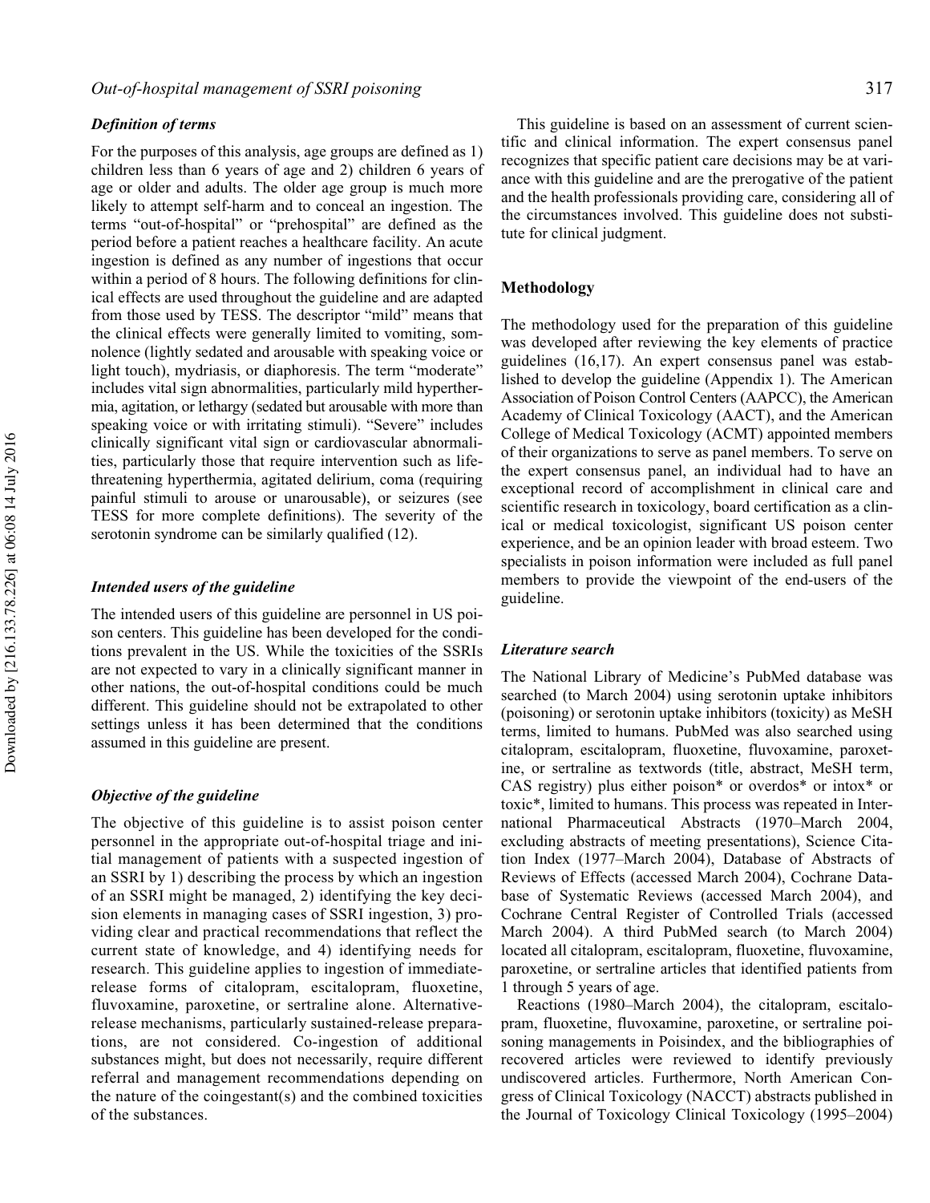### *Definition of terms*

For the purposes of this analysis, age groups are defined as 1) children less than 6 years of age and 2) children 6 years of age or older and adults. The older age group is much more likely to attempt self-harm and to conceal an ingestion. The terms "out-of-hospital" or "prehospital" are defined as the period before a patient reaches a healthcare facility. An acute ingestion is defined as any number of ingestions that occur within a period of 8 hours. The following definitions for clinical effects are used throughout the guideline and are adapted from those used by TESS. The descriptor "mild" means that the clinical effects were generally limited to vomiting, somnolence (lightly sedated and arousable with speaking voice or light touch), mydriasis, or diaphoresis. The term "moderate" includes vital sign abnormalities, particularly mild hyperthermia, agitation, or lethargy (sedated but arousable with more than speaking voice or with irritating stimuli). "Severe" includes clinically significant vital sign or cardiovascular abnormalities, particularly those that require intervention such as life-threatening hyperthermia, agitated delirium, coma (requiring painful stimuli to arouse or unarousable), or seizures (see TESS for more complete definitions). The severity of the serotonin syndrome can be similarly qualified (12).

### *Intended users of the guideline*

The intended users of this guideline are personnel in US poison centers. This guideline has been developed for the conditions prevalent in the US. While the toxicities of the SSRIs are not expected to vary in a clinically significant manner in other nations, the out-of-hospital conditions could be much different. This guideline should not be extrapolated to other settings unless it has been determined that the conditions assumed in this guideline are present.

### *Objective of the guideline*

The objective of this guideline is to assist poison center personnel in the appropriate out-of-hospital triage and initial management of patients with a suspected ingestion of an SSRI by 1) describing the process by which an ingestion of an SSRI might be managed, 2) identifying the key decision elements in managing cases of SSRI ingestion, 3) providing clear and practical recommendations that reflect the current state of knowledge, and 4) identifying needs for research. This guideline applies to ingestion of immediate-release forms of citalopram, escitalopram, fluoxetine, fluvoxamine, paroxetine, or sertraline alone. Alternative-release mechanisms, particularly sustained-release preparations, are not considered. Co-ingestion of additional substances might, but does not necessarily, require different referral and management recommendations depending on the nature of the coingestant(s) and the combined toxicities of the substances.

This guideline is based on an assessment of current scientific and clinical information. The expert consensus panel recognizes that specific patient care decisions may be at variance with this guideline and are the prerogative of the patient and the health professionals providing care, considering all of the circumstances involved. This guideline does not substitute for clinical judgment.

## Methodology

The methodology used for the preparation of this guideline was developed after reviewing the key elements of practice guidelines (16,17). An expert consensus panel was established to develop the guideline (Appendix 1). The American Association of Poison Control Centers (AAPCC), the American Academy of Clinical Toxicology (AACT), and the American College of Medical Toxicology (ACMT) appointed members of their organizations to serve as panel members. To serve on the expert consensus panel, an individual had to have an exceptional record of accomplishment in clinical care and scientific research in toxicology, board certification as a clinical or medical toxicologist, significant US poison center experience, and be an opinion leader with broad esteem. Two specialists in poison information were included as full panel members to provide the viewpoint of the end-users of the guideline.

### *Literature search*

The National Library of Medicine's PubMed database was searched (to March 2004) using serotonin uptake inhibitors (poisoning) or serotonin uptake inhibitors (toxicity) as MeSH terms, limited to humans. PubMed was also searched using citalopram, escitalopram, fluoxetine, fluvoxamine, paroxetine, or sertraline as textwords (title, abstract, MeSH term, CAS registry) plus either poison* or overdos* or intox* or toxic*, limited to humans. This process was repeated in International Pharmaceutical Abstracts (1970–March 2004, excluding abstracts of meeting presentations), Science Citation Index (1977–March 2004), Database of Abstracts of Reviews of Effects (accessed March 2004), Cochrane Database of Systematic Reviews (accessed March 2004), and Cochrane Central Register of Controlled Trials (accessed March 2004). A third PubMed search (to March 2004) located all citalopram, escitalopram, fluoxetine, fluvoxamine, paroxetine, or sertraline articles that identified patients from 1 through 5 years of age.

Reactions (1980–March 2004), the citalopram, escitalopram, fluoxetine, fluvoxamine, paroxetine, or sertraline poisoning managements in Poisindex, and the bibliographies of recovered articles were reviewed to identify previously undiscovered articles. Furthermore, North American Congress of Clinical Toxicology (NACCT) abstracts published in the Journal of Toxicology Clinical Toxicology (1995–2004)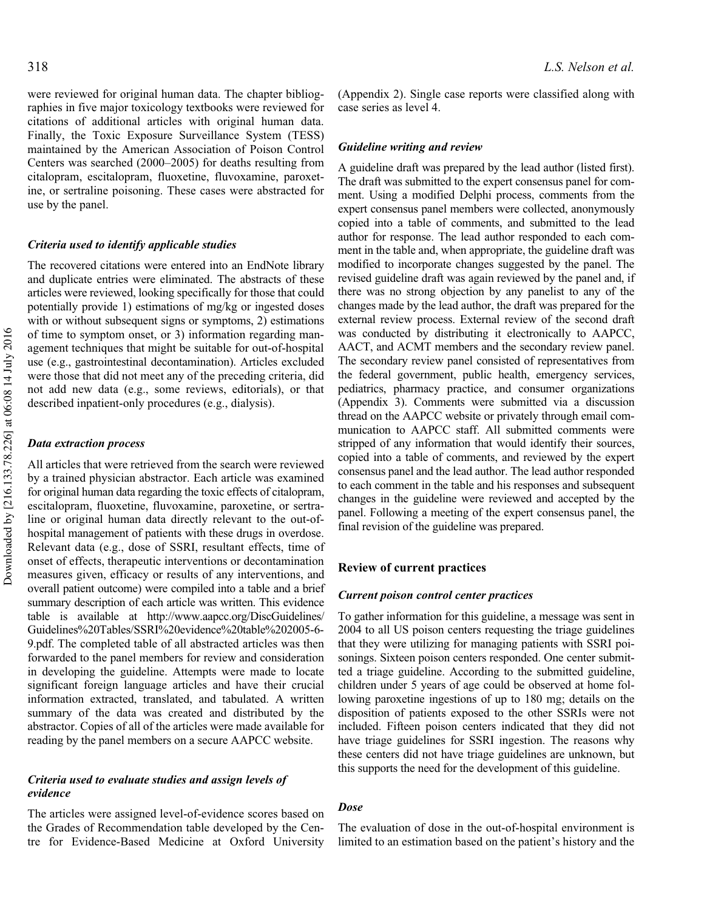were reviewed for original human data. The chapter bibliographies in five major toxicology textbooks were reviewed for citations of additional articles with original human data. Finally, the Toxic Exposure Surveillance System (TESS) maintained by the American Association of Poison Control Centers was searched (2000–2005) for deaths resulting from citalopram, escitalopram, fluoxetine, fluvoxamine, paroxetine, or sertraline poisoning. These cases were abstracted for use by the panel.

### *Criteria used to identify applicable studies*

The recovered citations were entered into an EndNote library and duplicate entries were eliminated. The abstracts of these articles were reviewed, looking specifically for those that could potentially provide 1) estimations of mg/kg or ingested doses with or without subsequent signs or symptoms, 2) estimations of time to symptom onset, or 3) information regarding management techniques that might be suitable for out-of-hospital use (e.g., gastrointestinal decontamination). Articles excluded were those that did not meet any of the preceding criteria, did not add new data (e.g., some reviews, editorials), or that described inpatient-only procedures (e.g., dialysis).

### *Data extraction process*

All articles that were retrieved from the search were reviewed by a trained physician abstractor. Each article was examined for original human data regarding the toxic effects of citalopram, escitalopram, fluoxetine, fluvoxamine, paroxetine, or sertraline or original human data directly relevant to the out-of-hospital management of patients with these drugs in overdose. Relevant data (e.g., dose of SSRI, resultant effects, time of onset of effects, therapeutic interventions or decontamination measures given, efficacy or results of any interventions, and overall patient outcome) were compiled into a table and a brief summary description of each article was written. This evidence table is available at http://www.aapcc.org/DiscGuidelines/Guidelines%20Tables/SSRI%20evidence%20table%202005-6-9.pdf. The completed table of all abstracted articles was then forwarded to the panel members for review and consideration in developing the guideline. Attempts were made to locate significant foreign language articles and have their crucial information extracted, translated, and tabulated. A written summary of the data was created and distributed by the abstractor. Copies of all of the articles were made available for reading by the panel members on a secure AAPCC website.

### *Criteria used to evaluate studies and assign levels of evidence*

The articles were assigned level-of-evidence scores based on the Grades of Recommendation table developed by the Centre for Evidence-Based Medicine at Oxford University (Appendix 2). Single case reports were classified along with case series as level 4.

### *Guideline writing and review*

A guideline draft was prepared by the lead author (listed first). The draft was submitted to the expert consensus panel for comment. Using a modified Delphi process, comments from the expert consensus panel members were collected, anonymously copied into a table of comments, and submitted to the lead author for response. The lead author responded to each comment in the table and, when appropriate, the guideline draft was modified to incorporate changes suggested by the panel. The revised guideline draft was again reviewed by the panel and, if there was no strong objection by any panelist to any of the changes made by the lead author, the draft was prepared for the external review process. External review of the second draft was conducted by distributing it electronically to AAPCC, AACT, and ACMT members and the secondary review panel. The secondary review panel consisted of representatives from the federal government, public health, emergency services, pediatrics, pharmacy practice, and consumer organizations (Appendix 3). Comments were submitted via a discussion thread on the AAPCC website or privately through email communication to AAPCC staff. All submitted comments were stripped of any information that would identify their sources, copied into a table of comments, and reviewed by the expert consensus panel and the lead author. The lead author responded to each comment in the table and his responses and subsequent changes in the guideline were reviewed and accepted by the panel. Following a meeting of the expert consensus panel, the final revision of the guideline was prepared.

## Review of current practices

### *Current poison control center practices*

To gather information for this guideline, a message was sent in 2004 to all US poison centers requesting the triage guidelines that they were utilizing for managing patients with SSRI poisonings. Sixteen poison centers responded. One center submitted a triage guideline. According to the submitted guideline, children under 5 years of age could be observed at home following paroxetine ingestions of up to 180 mg; details on the disposition of patients exposed to the other SSRIs were not included. Fifteen poison centers indicated that they did not have triage guidelines for SSRI ingestion. The reasons why these centers did not have triage guidelines are unknown, but this supports the need for the development of this guideline.

### *Dose*

The evaluation of dose in the out-of-hospital environment is limited to an estimation based on the patient's history and the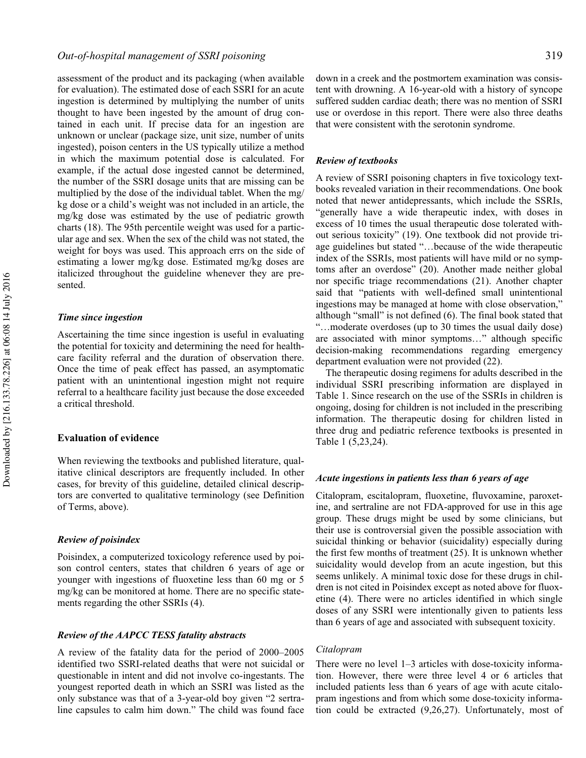assessment of the product and its packaging (when available for evaluation). The estimated dose of each SSRI for an acute ingestion is determined by multiplying the number of units thought to have been ingested by the amount of drug contained in each unit. If precise data for an ingestion are unknown or unclear (package size, unit size, number of units ingested), poison centers in the US typically utilize a method in which the maximum potential dose is calculated. For example, if the actual dose ingested cannot be determined, the number of the SSRI dosage units that are missing can be multiplied by the dose of the individual tablet. When the mg/kg dose or a child's weight was not included in an article, the mg/kg dose was estimated by the use of pediatric growth charts (18). The 95th percentile weight was used for a particular age and sex. When the sex of the child was not stated, the weight for boys was used. This approach errs on the side of estimating a lower mg/kg dose. Estimated mg/kg doses are italicized throughout the guideline whenever they are presented.

### *Time since ingestion*

Ascertaining the time since ingestion is useful in evaluating the potential for toxicity and determining the need for healthcare facility referral and the duration of observation there. Once the time of peak effect has passed, an asymptomatic patient with an unintentional ingestion might not require referral to a healthcare facility just because the dose exceeded a critical threshold.

## Evaluation of evidence

When reviewing the textbooks and published literature, qualitative clinical descriptors are frequently included. In other cases, for brevity of this guideline, detailed clinical descriptors are converted to qualitative terminology (see Definition of Terms, above).

### *Review of poisindex*

Poisindex, a computerized toxicology reference used by poison control centers, states that children 6 years of age or younger with ingestions of fluoxetine less than 60 mg or 5 mg/kg can be monitored at home. There are no specific statements regarding the other SSRIs (4).

### *Review of the AAPCC TESS fatality abstracts*

A review of the fatality data for the period of 2000–2005 identified two SSRI-related deaths that were not suicidal or questionable in intent and did not involve co-ingestants. The youngest reported death in which an SSRI was listed as the only substance was that of a 3-year-old boy given "2 sertraline capsules to calm him down." The child was found face down in a creek and the postmortem examination was consistent with drowning. A 16-year-old with a history of syncope suffered sudden cardiac death; there was no mention of SSRI use or overdose in this report. There were also three deaths that were consistent with the serotonin syndrome.

### *Review of textbooks*

A review of SSRI poisoning chapters in five toxicology textbooks revealed variation in their recommendations. One book noted that newer antidepressants, which include the SSRIs, "generally have a wide therapeutic index, with doses in excess of 10 times the usual therapeutic dose tolerated without serious toxicity" (19). One textbook did not provide triage guidelines but stated "…because of the wide therapeutic index of the SSRIs, most patients will have mild or no symptoms after an overdose" (20). Another made neither global nor specific triage recommendations (21). Another chapter said that "patients with well-defined small unintentional ingestions may be managed at home with close observation," although "small" is not defined (6). The final book stated that "…moderate overdoses (up to 30 times the usual daily dose) are associated with minor symptoms…" although specific decision-making recommendations regarding emergency department evaluation were not provided (22).

The therapeutic dosing regimens for adults described in the individual SSRI prescribing information are displayed in Table 1. Since research on the use of the SSRIs in children is ongoing, dosing for children is not included in the prescribing information. The therapeutic dosing for children listed in three drug and pediatric reference textbooks is presented in Table 1 (5,23,24).

### *Acute ingestions in patients less than 6 years of age*

Citalopram, escitalopram, fluoxetine, fluvoxamine, paroxetine, and sertraline are not FDA-approved for use in this age group. These drugs might be used by some clinicians, but their use is controversial given the possible association with suicidal thinking or behavior (suicidality) especially during the first few months of treatment (25). It is unknown whether suicidality would develop from an acute ingestion, but this seems unlikely. A minimal toxic dose for these drugs in children is not cited in Poisindex except as noted above for fluoxetine (4). There were no articles identified in which single doses of any SSRI were intentionally given to patients less than 6 years of age and associated with subsequent toxicity.

#### *Citalopram*

There were no level 1–3 articles with dose-toxicity information. However, there were three level 4 or 6 articles that included patients less than 6 years of age with acute citalopram ingestions and from which some dose-toxicity information could be extracted (9,26,27). Unfortunately, most of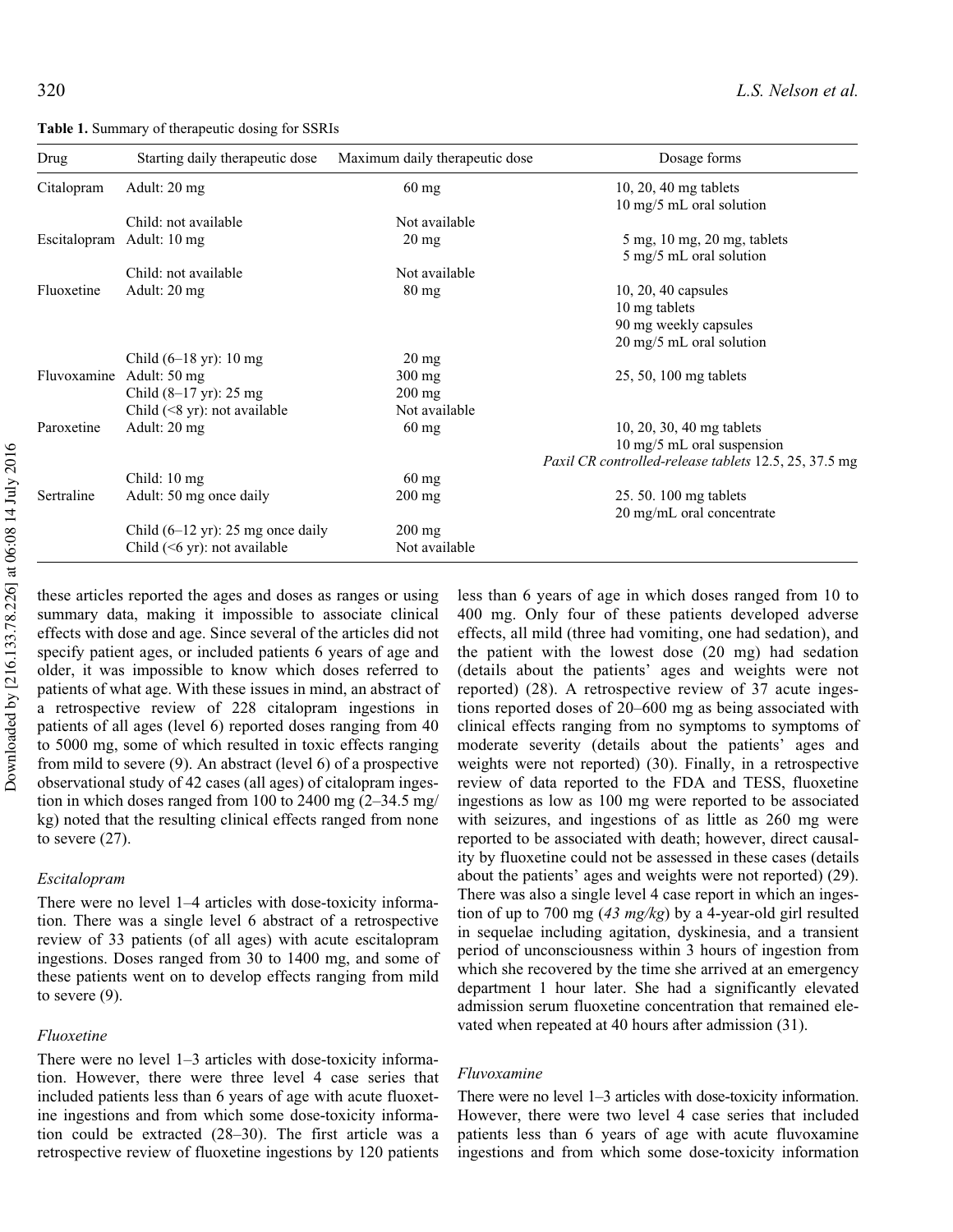**Table 1.** Summary of therapeutic dosing for SSRIs

| Drug | Starting daily therapeutic dose | Maximum daily therapeutic dose | Dosage forms |
|---|---|---|---|
| Citalopram | Adult: 20 mg | 60 mg | 10, 20, 40 mg tablets<br>10 mg/5 mL oral solution |
| | Child: not available | Not available | |
| Escitalopram | Adult: 10 mg | 20 mg | 5 mg, 10 mg, 20 mg, tablets<br>5 mg/5 mL oral solution |
| | Child: not available | Not available | |
| Fluoxetine | Adult: 20 mg | 80 mg | 10, 20, 40 capsules<br>10 mg tablets<br>90 mg weekly capsules<br>20 mg/5 mL oral solution |
| | Child (6–18 yr): 10 mg | 20 mg | |
| Fluvoxamine | Adult: 50 mg | 300 mg | 25, 50, 100 mg tablets |
| | Child (8–17 yr): 25 mg | 200 mg | |
| | Child (<8 yr): not available | Not available | |
| Paroxetine | Adult: 20 mg | 60 mg | 10, 20, 30, 40 mg tablets<br>10 mg/5 mL oral suspension<br>*Paxil CR controlled-release tablets 12.5, 25, 37.5 mg* |
| | Child: 10 mg | 60 mg | |
| Sertraline | Adult: 50 mg once daily | 200 mg | 25. 50. 100 mg tablets<br>20 mg/mL oral concentrate |
| | Child (6–12 yr): 25 mg once daily | 200 mg | |
| | Child (<6 yr): not available | Not available | |

these articles reported the ages and doses as ranges or using summary data, making it impossible to associate clinical effects with dose and age. Since several of the articles did not specify patient ages, or included patients 6 years of age and older, it was impossible to know which doses referred to patients of what age. With these issues in mind, an abstract of a retrospective review of 228 citalopram ingestions in patients of all ages (level 6) reported doses ranging from 40 to 5000 mg, some of which resulted in toxic effects ranging from mild to severe (9). An abstract (level 6) of a prospective observational study of 42 cases (all ages) of citalopram ingestion in which doses ranged from 100 to 2400 mg (2–34.5 mg/kg) noted that the resulting clinical effects ranged from none to severe (27).

### *Escitalopram*

There were no level 1–4 articles with dose-toxicity information. There was a single level 6 abstract of a retrospective review of 33 patients (of all ages) with acute escitalopram ingestions. Doses ranged from 30 to 1400 mg, and some of these patients went on to develop effects ranging from mild to severe (9).

### *Fluoxetine*

There were no level 1–3 articles with dose-toxicity information. However, there were three level 4 case series that included patients less than 6 years of age with acute fluoxetine ingestions and from which some dose-toxicity information could be extracted (28–30). The first article was a retrospective review of fluoxetine ingestions by 120 patients less than 6 years of age in which doses ranged from 10 to 400 mg. Only four of these patients developed adverse effects, all mild (three had vomiting, one had sedation), and the patient with the lowest dose (20 mg) had sedation (details about the patients' ages and weights were not reported) (28). A retrospective review of 37 acute ingestions reported doses of 20–600 mg as being associated with clinical effects ranging from no symptoms to symptoms of moderate severity (details about the patients' ages and weights were not reported) (30). Finally, in a retrospective review of data reported to the FDA and TESS, fluoxetine ingestions as low as 100 mg were reported to be associated with seizures, and ingestions of as little as 260 mg were reported to be associated with death; however, direct causality by fluoxetine could not be assessed in these cases (details about the patients' ages and weights were not reported) (29). There was also a single level 4 case report in which an ingestion of up to 700 mg (*43 mg/kg*) by a 4-year-old girl resulted in sequelae including agitation, dyskinesia, and a transient period of unconsciousness within 3 hours of ingestion from which she recovered by the time she arrived at an emergency department 1 hour later. She had a significantly elevated admission serum fluoxetine concentration that remained elevated when repeated at 40 hours after admission (31).

### *Fluvoxamine*

There were no level 1–3 articles with dose-toxicity information. However, there were two level 4 case series that included patients less than 6 years of age with acute fluvoxamine ingestions and from which some dose-toxicity information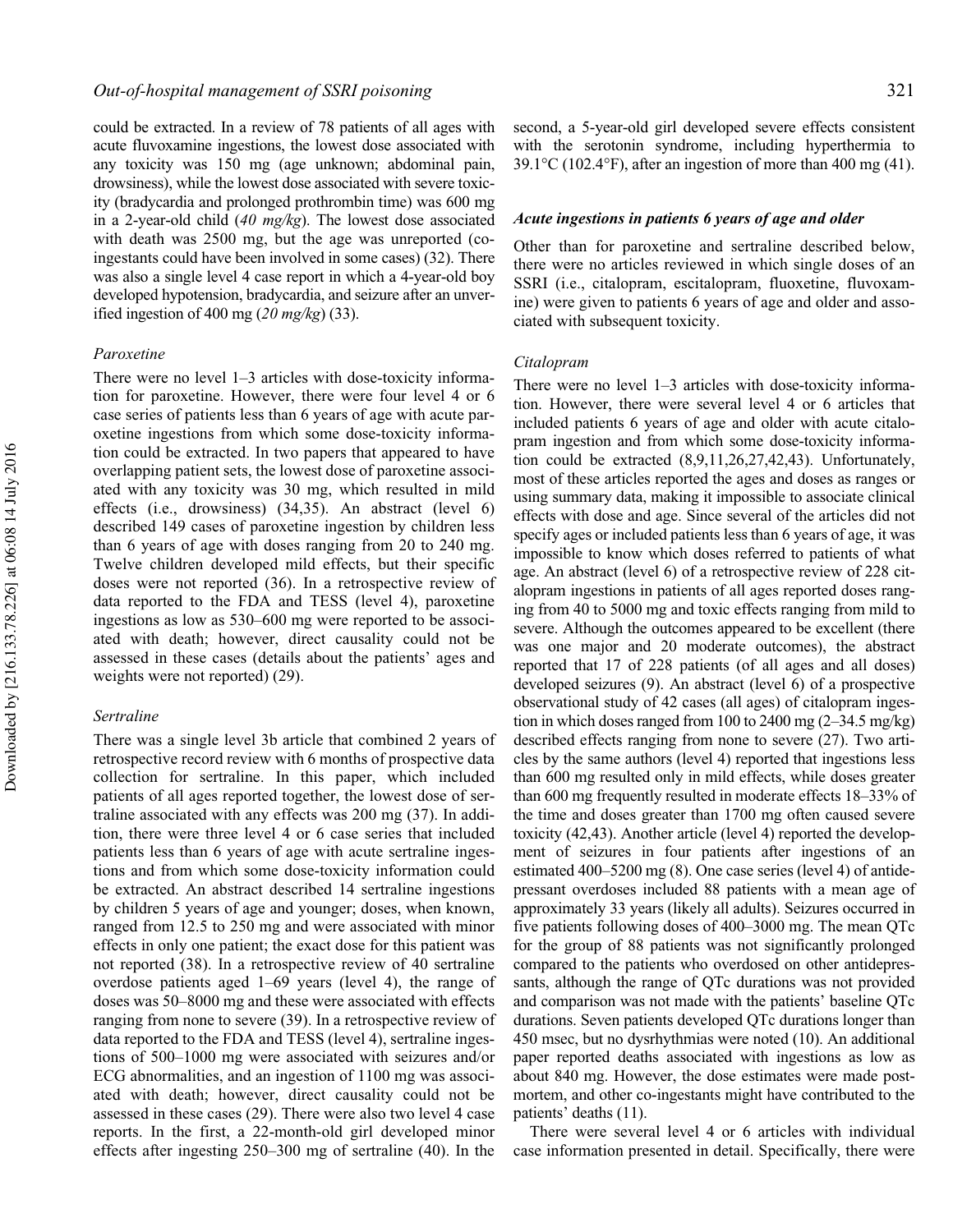could be extracted. In a review of 78 patients of all ages with acute fluvoxamine ingestions, the lowest dose associated with any toxicity was 150 mg (age unknown; abdominal pain, drowsiness), while the lowest dose associated with severe toxicity (bradycardia and prolonged prothrombin time) was 600 mg in a 2-year-old child (*40 mg/kg*). The lowest dose associated with death was 2500 mg, but the age was unreported (co-ingestants could have been involved in some cases) (32). There was also a single level 4 case report in which a 4-year-old boy developed hypotension, bradycardia, and seizure after an unverified ingestion of 400 mg (*20 mg/kg*) (33).

### Paroxetine

There were no level 1–3 articles with dose-toxicity information for paroxetine. However, there were four level 4 or 6 case series of patients less than 6 years of age with acute paroxetine ingestions from which some dose-toxicity information could be extracted. In two papers that appeared to have overlapping patient sets, the lowest dose of paroxetine associated with any toxicity was 30 mg, which resulted in mild effects (i.e., drowsiness) (34,35). An abstract (level 6) described 149 cases of paroxetine ingestion by children less than 6 years of age with doses ranging from 20 to 240 mg. Twelve children developed mild effects, but their specific doses were not reported (36). In a retrospective review of data reported to the FDA and TESS (level 4), paroxetine ingestions as low as 530–600 mg were reported to be associated with death; however, direct causality could not be assessed in these cases (details about the patients' ages and weights were not reported) (29).

### Sertraline

There was a single level 3b article that combined 2 years of retrospective record review with 6 months of prospective data collection for sertraline. In this paper, which included patients of all ages reported together, the lowest dose of sertraline associated with any effects was 200 mg (37). In addition, there were three level 4 or 6 case series that included patients less than 6 years of age with acute sertraline ingestions and from which some dose-toxicity information could be extracted. An abstract described 14 sertraline ingestions by children 5 years of age and younger; doses, when known, ranged from 12.5 to 250 mg and were associated with minor effects in only one patient; the exact dose for this patient was not reported (38). In a retrospective review of 40 sertraline overdose patients aged 1–69 years (level 4), the range of doses was 50–8000 mg and these were associated with effects ranging from none to severe (39). In a retrospective review of data reported to the FDA and TESS (level 4), sertraline ingestions of 500–1000 mg were associated with seizures and/or ECG abnormalities, and an ingestion of 1100 mg was associated with death; however, direct causality could not be assessed in these cases (29). There were also two level 4 case reports. In the first, a 22-month-old girl developed minor effects after ingesting 250–300 mg of sertraline (40). In the second, a 5-year-old girl developed severe effects consistent with the serotonin syndrome, including hyperthermia to 39.1°C (102.4°F), after an ingestion of more than 400 mg (41).

## Acute ingestions in patients 6 years of age and older

Other than for paroxetine and sertraline described below, there were no articles reviewed in which single doses of an SSRI (i.e., citalopram, escitalopram, fluoxetine, fluvoxamine) were given to patients 6 years of age and older and associated with subsequent toxicity.

### Citalopram

There were no level 1–3 articles with dose-toxicity information. However, there were several level 4 or 6 articles that included patients 6 years of age and older with acute citalopram ingestion and from which some dose-toxicity information could be extracted (8,9,11,26,27,42,43). Unfortunately, most of these articles reported the ages and doses as ranges or using summary data, making it impossible to associate clinical effects with dose and age. Since several of the articles did not specify ages or included patients less than 6 years of age, it was impossible to know which doses referred to patients of what age. An abstract (level 6) of a retrospective review of 228 citalopram ingestions in patients of all ages reported doses ranging from 40 to 5000 mg and toxic effects ranging from mild to severe. Although the outcomes appeared to be excellent (there was one major and 20 moderate outcomes), the abstract reported that 17 of 228 patients (of all ages and all doses) developed seizures (9). An abstract (level 6) of a prospective observational study of 42 cases (all ages) of citalopram ingestion in which doses ranged from 100 to 2400 mg (2–34.5 mg/kg) described effects ranging from none to severe (27). Two articles by the same authors (level 4) reported that ingestions less than 600 mg resulted only in mild effects, while doses greater than 600 mg frequently resulted in moderate effects 18–33% of the time and doses greater than 1700 mg often caused severe toxicity (42,43). Another article (level 4) reported the development of seizures in four patients after ingestions of an estimated 400–5200 mg (8). One case series (level 4) of antidepressant overdoses included 88 patients with a mean age of approximately 33 years (likely all adults). Seizures occurred in five patients following doses of 400–3000 mg. The mean QTc for the group of 88 patients was not significantly prolonged compared to the patients who overdosed on other antidepressants, although the range of QTc durations was not provided and comparison was not made with the patients' baseline QTc durations. Seven patients developed QTc durations longer than 450 msec, but no dysrhythmias were noted (10). An additional paper reported deaths associated with ingestions as low as about 840 mg. However, the dose estimates were made postmortem, and other co-ingestants might have contributed to the patients' deaths (11).

There were several level 4 or 6 articles with individual case information presented in detail. Specifically, there were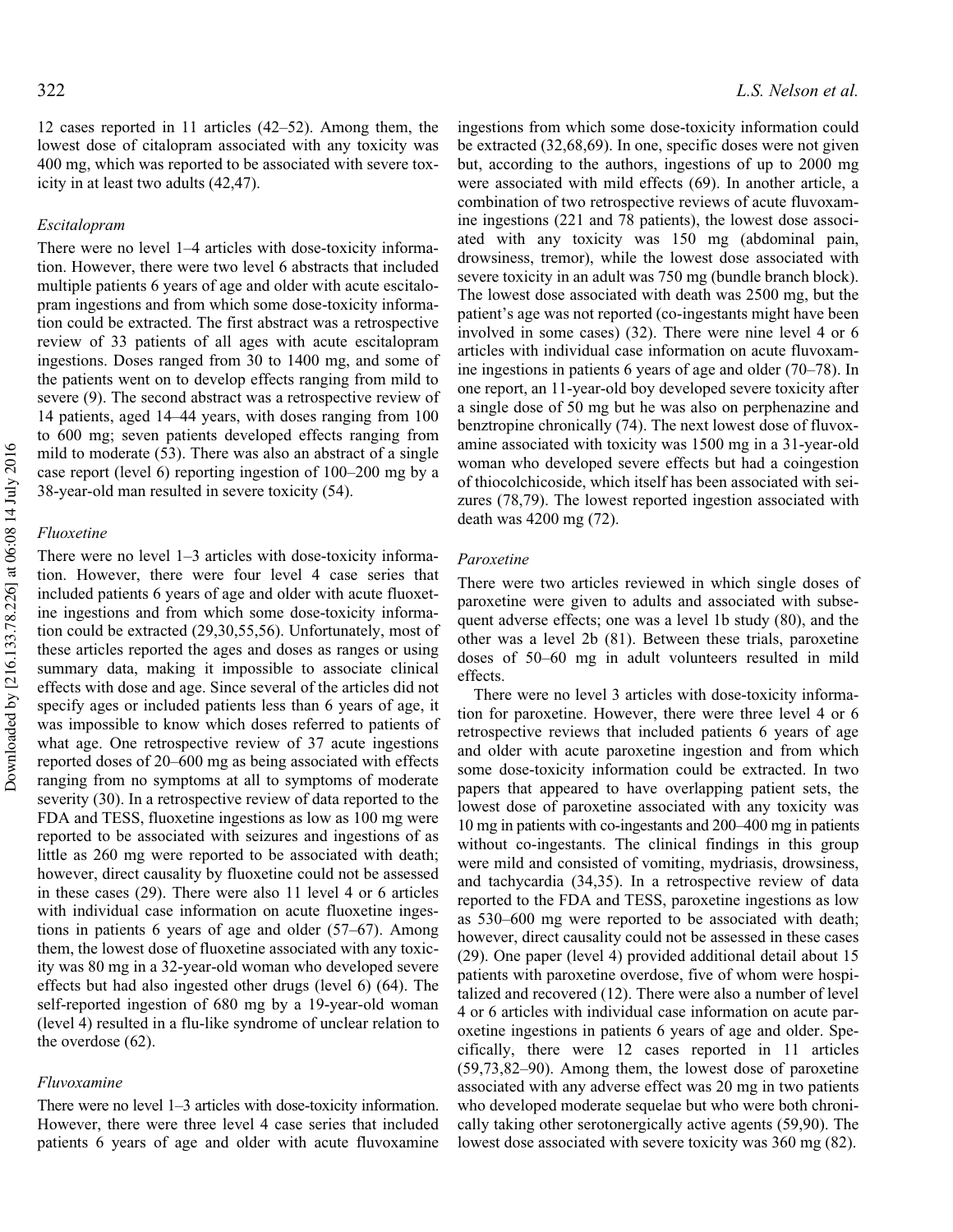12 cases reported in 11 articles (42–52). Among them, the lowest dose of citalopram associated with any toxicity was 400 mg, which was reported to be associated with severe toxicity in at least two adults (42,47).

### *Escitalopram*

There were no level 1–4 articles with dose-toxicity information. However, there were two level 6 abstracts that included multiple patients 6 years of age and older with acute escitalopram ingestions and from which some dose-toxicity information could be extracted. The first abstract was a retrospective review of 33 patients of all ages with acute escitalopram ingestions. Doses ranged from 30 to 1400 mg, and some of the patients went on to develop effects ranging from mild to severe (9). The second abstract was a retrospective review of 14 patients, aged 14–44 years, with doses ranging from 100 to 600 mg; seven patients developed effects ranging from mild to moderate (53). There was also an abstract of a single case report (level 6) reporting ingestion of 100–200 mg by a 38-year-old man resulted in severe toxicity (54).

### *Fluoxetine*

There were no level 1–3 articles with dose-toxicity information. However, there were four level 4 case series that included patients 6 years of age and older with acute fluoxetine ingestions and from which some dose-toxicity information could be extracted (29,30,55,56). Unfortunately, most of these articles reported the ages and doses as ranges or using summary data, making it impossible to associate clinical effects with dose and age. Since several of the articles did not specify ages or included patients less than 6 years of age, it was impossible to know which doses referred to patients of what age. One retrospective review of 37 acute ingestions reported doses of 20–600 mg as being associated with effects ranging from no symptoms at all to symptoms of moderate severity (30). In a retrospective review of data reported to the FDA and TESS, fluoxetine ingestions as low as 100 mg were reported to be associated with seizures and ingestions of as little as 260 mg were reported to be associated with death; however, direct causality by fluoxetine could not be assessed in these cases (29). There were also 11 level 4 or 6 articles with individual case information on acute fluoxetine ingestions in patients 6 years of age and older (57–67). Among them, the lowest dose of fluoxetine associated with any toxicity was 80 mg in a 32-year-old woman who developed severe effects but had also ingested other drugs (level 6) (64). The self-reported ingestion of 680 mg by a 19-year-old woman (level 4) resulted in a flu-like syndrome of unclear relation to the overdose (62).

### *Fluvoxamine*

There were no level 1–3 articles with dose-toxicity information. However, there were three level 4 case series that included patients 6 years of age and older with acute fluvoxamine ingestions from which some dose-toxicity information could be extracted (32,68,69). In one, specific doses were not given but, according to the authors, ingestions of up to 2000 mg were associated with mild effects (69). In another article, a combination of two retrospective reviews of acute fluvoxamine ingestions (221 and 78 patients), the lowest dose associated with any toxicity was 150 mg (abdominal pain, drowsiness, tremor), while the lowest dose associated with severe toxicity in an adult was 750 mg (bundle branch block). The lowest dose associated with death was 2500 mg, but the patient's age was not reported (co-ingestants might have been involved in some cases) (32). There were nine level 4 or 6 articles with individual case information on acute fluvoxamine ingestions in patients 6 years of age and older (70–78). In one report, an 11-year-old boy developed severe toxicity after a single dose of 50 mg but he was also on perphenazine and benztropine chronically (74). The next lowest dose of fluvoxamine associated with toxicity was 1500 mg in a 31-year-old woman who developed severe effects but had a coingestion of thiocolchicoside, which itself has been associated with seizures (78,79). The lowest reported ingestion associated with death was 4200 mg (72).

### *Paroxetine*

There were two articles reviewed in which single doses of paroxetine were given to adults and associated with subsequent adverse effects; one was a level 1b study (80), and the other was a level 2b (81). Between these trials, paroxetine doses of 50–60 mg in adult volunteers resulted in mild effects.

There were no level 3 articles with dose-toxicity information for paroxetine. However, there were three level 4 or 6 retrospective reviews that included patients 6 years of age and older with acute paroxetine ingestion and from which some dose-toxicity information could be extracted. In two papers that appeared to have overlapping patient sets, the lowest dose of paroxetine associated with any toxicity was 10 mg in patients with co-ingestants and 200–400 mg in patients without co-ingestants. The clinical findings in this group were mild and consisted of vomiting, mydriasis, drowsiness, and tachycardia (34,35). In a retrospective review of data reported to the FDA and TESS, paroxetine ingestions as low as 530–600 mg were reported to be associated with death; however, direct causality could not be assessed in these cases (29). One paper (level 4) provided additional detail about 15 patients with paroxetine overdose, five of whom were hospitalized and recovered (12). There were also a number of level 4 or 6 articles with individual case information on acute paroxetine ingestions in patients 6 years of age and older. Specifically, there were 12 cases reported in 11 articles (59,73,82–90). Among them, the lowest dose of paroxetine associated with any adverse effect was 20 mg in two patients who developed moderate sequelae but who were both chronically taking other serotonergically active agents (59,90). The lowest dose associated with severe toxicity was 360 mg (82).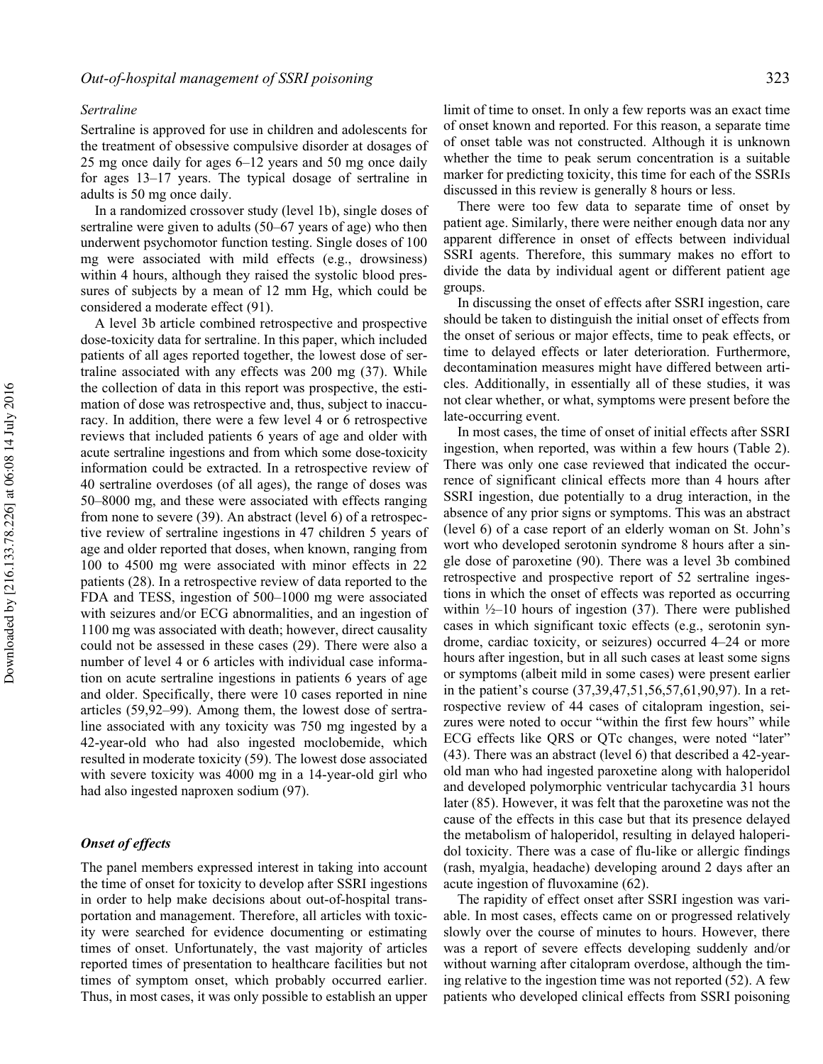*Sertraline*

Sertraline is approved for use in children and adolescents for the treatment of obsessive compulsive disorder at dosages of 25 mg once daily for ages 6–12 years and 50 mg once daily for ages 13–17 years. The typical dosage of sertraline in adults is 50 mg once daily.

In a randomized crossover study (level 1b), single doses of sertraline were given to adults (50–67 years of age) who then underwent psychomotor function testing. Single doses of 100 mg were associated with mild effects (e.g., drowsiness) within 4 hours, although they raised the systolic blood pressures of subjects by a mean of 12 mm Hg, which could be considered a moderate effect (91).

A level 3b article combined retrospective and prospective dose-toxicity data for sertraline. In this paper, which included patients of all ages reported together, the lowest dose of sertraline associated with any effects was 200 mg (37). While the collection of data in this report was prospective, the estimation of dose was retrospective and, thus, subject to inaccuracy. In addition, there were a few level 4 or 6 retrospective reviews that included patients 6 years of age and older with acute sertraline ingestions and from which some dose-toxicity information could be extracted. In a retrospective review of 40 sertraline overdoses (of all ages), the range of doses was 50–8000 mg, and these were associated with effects ranging from none to severe (39). An abstract (level 6) of a retrospective review of sertraline ingestions in 47 children 5 years of age and older reported that doses, when known, ranging from 100 to 4500 mg were associated with minor effects in 22 patients (28). In a retrospective review of data reported to the FDA and TESS, ingestion of 500–1000 mg were associated with seizures and/or ECG abnormalities, and an ingestion of 1100 mg was associated with death; however, direct causality could not be assessed in these cases (29). There were also a number of level 4 or 6 articles with individual case information on acute sertraline ingestions in patients 6 years of age and older. Specifically, there were 10 cases reported in nine articles (59,92–99). Among them, the lowest dose of sertraline associated with any toxicity was 750 mg ingested by a 42-year-old who had also ingested moclobemide, which resulted in moderate toxicity (59). The lowest dose associated with severe toxicity was 4000 mg in a 14-year-old girl who had also ingested naproxen sodium (97).

### *Onset of effects*

The panel members expressed interest in taking into account the time of onset for toxicity to develop after SSRI ingestions in order to help make decisions about out-of-hospital transportation and management. Therefore, all articles with toxicity were searched for evidence documenting or estimating times of onset. Unfortunately, the vast majority of articles reported times of presentation to healthcare facilities but not times of symptom onset, which probably occurred earlier. Thus, in most cases, it was only possible to establish an upper limit of time to onset. In only a few reports was an exact time of onset known and reported. For this reason, a separate time of onset table was not constructed. Although it is unknown whether the time to peak serum concentration is a suitable marker for predicting toxicity, this time for each of the SSRIs discussed in this review is generally 8 hours or less.

There were too few data to separate time of onset by patient age. Similarly, there were neither enough data nor any apparent difference in onset of effects between individual SSRI agents. Therefore, this summary makes no effort to divide the data by individual agent or different patient age groups.

In discussing the onset of effects after SSRI ingestion, care should be taken to distinguish the initial onset of effects from the onset of serious or major effects, time to peak effects, or time to delayed effects or later deterioration. Furthermore, decontamination measures might have differed between articles. Additionally, in essentially all of these studies, it was not clear whether, or what, symptoms were present before the late-occurring event.

In most cases, the time of onset of initial effects after SSRI ingestion, when reported, was within a few hours (Table 2). There was only one case reviewed that indicated the occurrence of significant clinical effects more than 4 hours after SSRI ingestion, due potentially to a drug interaction, in the absence of any prior signs or symptoms. This was an abstract (level 6) of a case report of an elderly woman on St. John's wort who developed serotonin syndrome 8 hours after a single dose of paroxetine (90). There was a level 3b combined retrospective and prospective report of 52 sertraline ingestions in which the onset of effects was reported as occurring within ½–10 hours of ingestion (37). There were published cases in which significant toxic effects (e.g., serotonin syndrome, cardiac toxicity, or seizures) occurred 4–24 or more hours after ingestion, but in all such cases at least some signs or symptoms (albeit mild in some cases) were present earlier in the patient's course (37,39,47,51,56,57,61,90,97). In a retrospective review of 44 cases of citalopram ingestion, seizures were noted to occur "within the first few hours" while ECG effects like QRS or QTc changes, were noted "later" (43). There was an abstract (level 6) that described a 42-year-old man who had ingested paroxetine along with haloperidol and developed polymorphic ventricular tachycardia 31 hours later (85). However, it was felt that the paroxetine was not the cause of the effects in this case but that its presence delayed the metabolism of haloperidol, resulting in delayed haloperidol toxicity. There was a case of flu-like or allergic findings (rash, myalgia, headache) developing around 2 days after an acute ingestion of fluvoxamine (62).

The rapidity of effect onset after SSRI ingestion was variable. In most cases, effects came on or progressed relatively slowly over the course of minutes to hours. However, there was a report of severe effects developing suddenly and/or without warning after citalopram overdose, although the timing relative to the ingestion time was not reported (52). A few patients who developed clinical effects from SSRI poisoning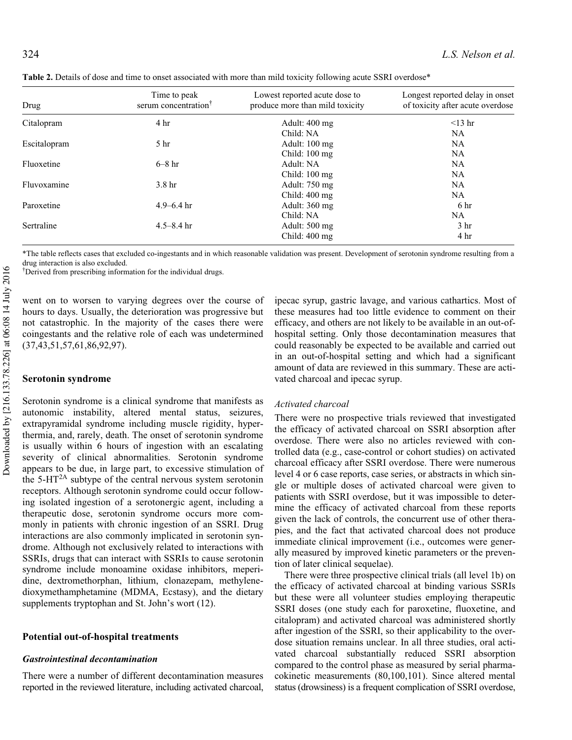**Table 2.** Details of dose and time to onset associated with more than mild toxicity following acute SSRI overdose*

| Drug | Time to peak serum concentration† | Lowest reported acute dose to produce more than mild toxicity | Longest reported delay in onset of toxicity after acute overdose |
|---|---|---|---|
| Citalopram | 4 hr | Adult: 400 mg | <13 hr |
| | | Child: NA | NA |
| Escitalopram | 5 hr | Adult: 100 mg | NA |
| | | Child: 100 mg | NA |
| Fluoxetine | 6–8 hr | Adult: NA | NA |
| | | Child: 100 mg | NA |
| Fluvoxamine | 3.8 hr | Adult: 750 mg | NA |
| | | Child: 400 mg | NA |
| Paroxetine | 4.9–6.4 hr | Adult: 360 mg | 6 hr |
| | | Child: NA | NA |
| Sertraline | 4.5–8.4 hr | Adult: 500 mg | 3 hr |
| | | Child: 400 mg | 4 hr |

*The table reflects cases that excluded co-ingestants and in which reasonable validation was present. Development of serotonin syndrome resulting from a drug interaction is also excluded.

†Derived from prescribing information for the individual drugs.

went on to worsen to varying degrees over the course of hours to days. Usually, the deterioration was progressive but not catastrophic. In the majority of the cases there were coingestants and the relative role of each was undetermined (37,43,51,57,61,86,92,97).

## Serotonin syndrome

Serotonin syndrome is a clinical syndrome that manifests as autonomic instability, altered mental status, seizures, extrapyramidal syndrome including muscle rigidity, hyperthermia, and, rarely, death. The onset of serotonin syndrome is usually within 6 hours of ingestion with an escalating severity of clinical abnormalities. Serotonin syndrome appears to be due, in large part, to excessive stimulation of the 5-HT$^{2A}$ subtype of the central nervous system serotonin receptors. Although serotonin syndrome could occur following isolated ingestion of a serotonergic agent, including a therapeutic dose, serotonin syndrome occurs more commonly in patients with chronic ingestion of an SSRI. Drug interactions are also commonly implicated in serotonin syndrome. Although not exclusively related to interactions with SSRIs, drugs that can interact with SSRIs to cause serotonin syndrome include monoamine oxidase inhibitors, meperidine, dextromethorphan, lithium, clonazepam, methylenedioxymethamphetamine (MDMA, Ecstasy), and the dietary supplements tryptophan and St. John's wort (12).

## Potential out-of-hospital treatments

### *Gastrointestinal decontamination*

There were a number of different decontamination measures reported in the reviewed literature, including activated charcoal, ipecac syrup, gastric lavage, and various cathartics. Most of these measures had too little evidence to comment on their efficacy, and others are not likely to be available in an out-of-hospital setting. Only those decontamination measures that could reasonably be expected to be available and carried out in an out-of-hospital setting and which had a significant amount of data are reviewed in this summary. These are activated charcoal and ipecac syrup.

#### *Activated charcoal*

There were no prospective trials reviewed that investigated the efficacy of activated charcoal on SSRI absorption after overdose. There were also no articles reviewed with controlled data (e.g., case-control or cohort studies) on activated charcoal efficacy after SSRI overdose. There were numerous level 4 or 6 case reports, case series, or abstracts in which single or multiple doses of activated charcoal were given to patients with SSRI overdose, but it was impossible to determine the efficacy of activated charcoal from these reports given the lack of controls, the concurrent use of other therapies, and the fact that activated charcoal does not produce immediate clinical improvement (i.e., outcomes were generally measured by improved kinetic parameters or the prevention of later clinical sequelae).

There were three prospective clinical trials (all level 1b) on the efficacy of activated charcoal at binding various SSRIs but these were all volunteer studies employing therapeutic SSRI doses (one study each for paroxetine, fluoxetine, and citalopram) and activated charcoal was administered shortly after ingestion of the SSRI, so their applicability to the overdose situation remains unclear. In all three studies, oral activated charcoal substantially reduced SSRI absorption compared to the control phase as measured by serial pharmacokinetic measurements (80,100,101). Since altered mental status (drowsiness) is a frequent complication of SSRI overdose,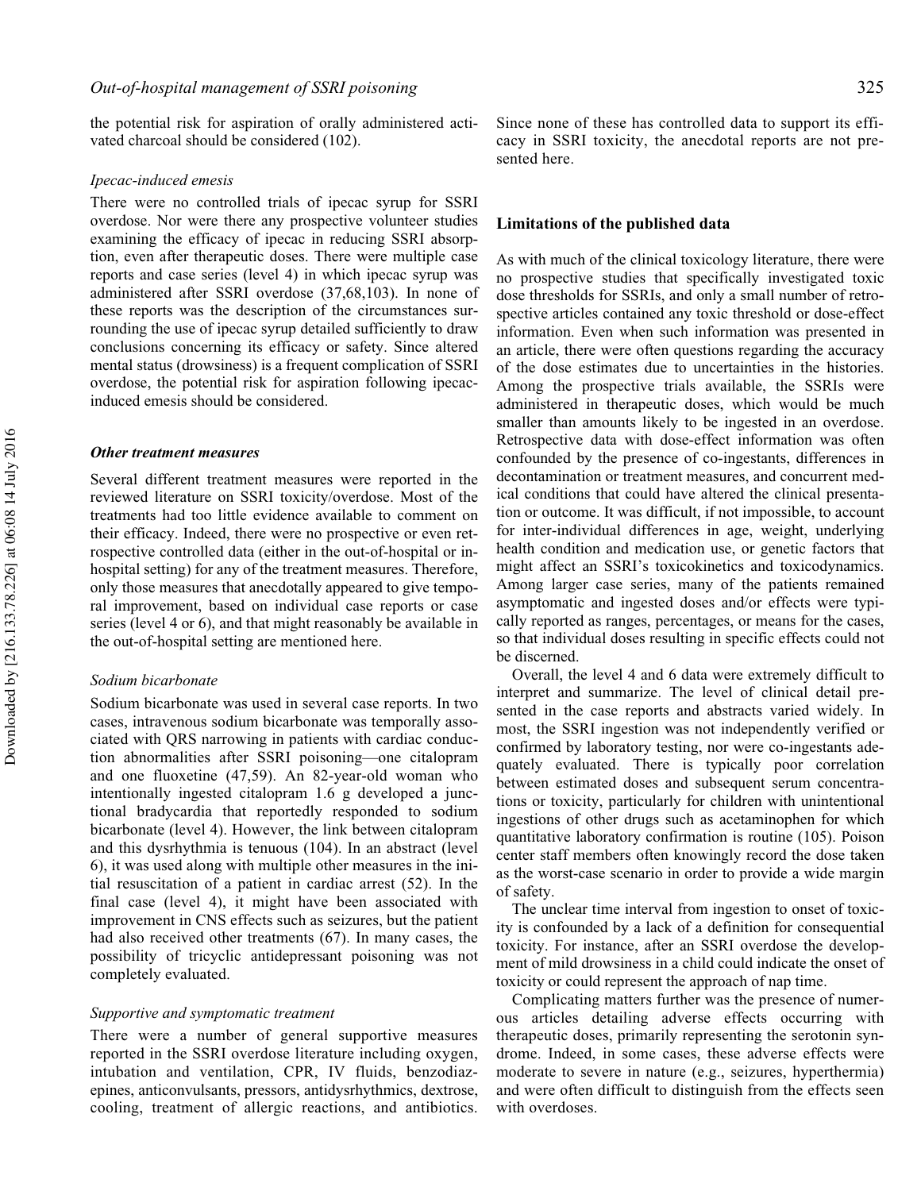the potential risk for aspiration of orally administered activated charcoal should be considered (102).

#### *Ipecac-induced emesis*

There were no controlled trials of ipecac syrup for SSRI overdose. Nor were there any prospective volunteer studies examining the efficacy of ipecac in reducing SSRI absorption, even after therapeutic doses. There were multiple case reports and case series (level 4) in which ipecac syrup was administered after SSRI overdose (37,68,103). In none of these reports was the description of the circumstances surrounding the use of ipecac syrup detailed sufficiently to draw conclusions concerning its efficacy or safety. Since altered mental status (drowsiness) is a frequent complication of SSRI overdose, the potential risk for aspiration following ipecac-induced emesis should be considered.

### ***Other treatment measures***

Several different treatment measures were reported in the reviewed literature on SSRI toxicity/overdose. Most of the treatments had too little evidence available to comment on their efficacy. Indeed, there were no prospective or even retrospective controlled data (either in the out-of-hospital or in-hospital setting) for any of the treatment measures. Therefore, only those measures that anecdotally appeared to give temporal improvement, based on individual case reports or case series (level 4 or 6), and that might reasonably be available in the out-of-hospital setting are mentioned here.

#### *Sodium bicarbonate*

Sodium bicarbonate was used in several case reports. In two cases, intravenous sodium bicarbonate was temporally associated with QRS narrowing in patients with cardiac conduction abnormalities after SSRI poisoning—one citalopram and one fluoxetine (47,59). An 82-year-old woman who intentionally ingested citalopram 1.6 g developed a junctional bradycardia that reportedly responded to sodium bicarbonate (level 4). However, the link between citalopram and this dysrhythmia is tenuous (104). In an abstract (level 6), it was used along with multiple other measures in the initial resuscitation of a patient in cardiac arrest (52). In the final case (level 4), it might have been associated with improvement in CNS effects such as seizures, but the patient had also received other treatments (67). In many cases, the possibility of tricyclic antidepressant poisoning was not completely evaluated.

#### *Supportive and symptomatic treatment*

There were a number of general supportive measures reported in the SSRI overdose literature including oxygen, intubation and ventilation, CPR, IV fluids, benzodiazepines, anticonvulsants, pressors, antidysrhythmics, dextrose, cooling, treatment of allergic reactions, and antibiotics. Since none of these has controlled data to support its efficacy in SSRI toxicity, the anecdotal reports are not presented here.

## Limitations of the published data

As with much of the clinical toxicology literature, there were no prospective studies that specifically investigated toxic dose thresholds for SSRIs, and only a small number of retrospective articles contained any toxic threshold or dose-effect information. Even when such information was presented in an article, there were often questions regarding the accuracy of the dose estimates due to uncertainties in the histories. Among the prospective trials available, the SSRIs were administered in therapeutic doses, which would be much smaller than amounts likely to be ingested in an overdose. Retrospective data with dose-effect information was often confounded by the presence of co-ingestants, differences in decontamination or treatment measures, and concurrent medical conditions that could have altered the clinical presentation or outcome. It was difficult, if not impossible, to account for inter-individual differences in age, weight, underlying health condition and medication use, or genetic factors that might affect an SSRI's toxicokinetics and toxicodynamics. Among larger case series, many of the patients remained asymptomatic and ingested doses and/or effects were typically reported as ranges, percentages, or means for the cases, so that individual doses resulting in specific effects could not be discerned.

Overall, the level 4 and 6 data were extremely difficult to interpret and summarize. The level of clinical detail presented in the case reports and abstracts varied widely. In most, the SSRI ingestion was not independently verified or confirmed by laboratory testing, nor were co-ingestants adequately evaluated. There is typically poor correlation between estimated doses and subsequent serum concentrations or toxicity, particularly for children with unintentional ingestions of other drugs such as acetaminophen for which quantitative laboratory confirmation is routine (105). Poison center staff members often knowingly record the dose taken as the worst-case scenario in order to provide a wide margin of safety.

The unclear time interval from ingestion to onset of toxicity is confounded by a lack of a definition for consequential toxicity. For instance, after an SSRI overdose the development of mild drowsiness in a child could indicate the onset of toxicity or could represent the approach of nap time.

Complicating matters further was the presence of numerous articles detailing adverse effects occurring with therapeutic doses, primarily representing the serotonin syndrome. Indeed, in some cases, these adverse effects were moderate to severe in nature (e.g., seizures, hyperthermia) and were often difficult to distinguish from the effects seen with overdoses.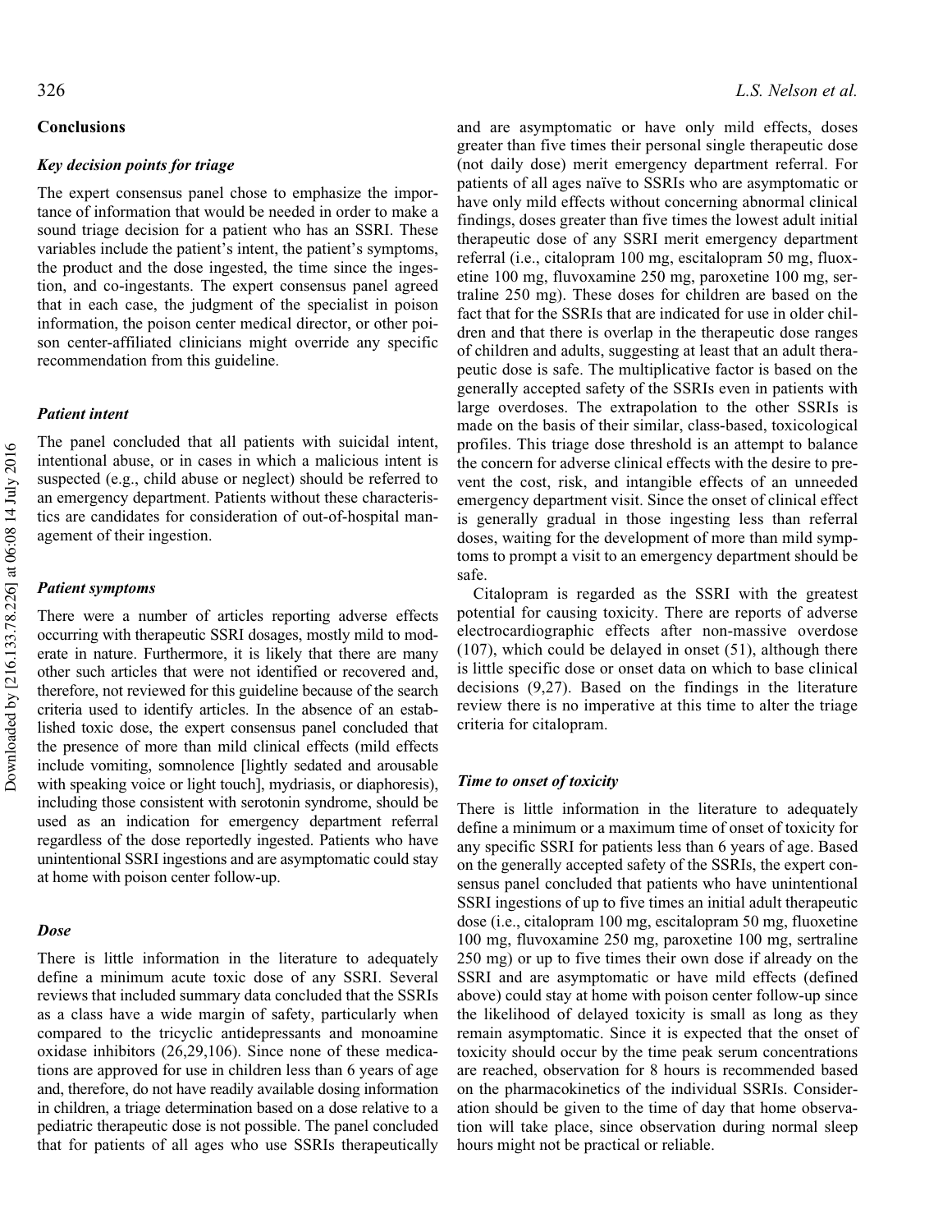## Conclusions

### *Key decision points for triage*

The expert consensus panel chose to emphasize the importance of information that would be needed in order to make a sound triage decision for a patient who has an SSRI. These variables include the patient's intent, the patient's symptoms, the product and the dose ingested, the time since the ingestion, and co-ingestants. The expert consensus panel agreed that in each case, the judgment of the specialist in poison information, the poison center medical director, or other poison center-affiliated clinicians might override any specific recommendation from this guideline.

### *Patient intent*

The panel concluded that all patients with suicidal intent, intentional abuse, or in cases in which a malicious intent is suspected (e.g., child abuse or neglect) should be referred to an emergency department. Patients without these characteristics are candidates for consideration of out-of-hospital management of their ingestion.

### *Patient symptoms*

There were a number of articles reporting adverse effects occurring with therapeutic SSRI dosages, mostly mild to moderate in nature. Furthermore, it is likely that there are many other such articles that were not identified or recovered and, therefore, not reviewed for this guideline because of the search criteria used to identify articles. In the absence of an established toxic dose, the expert consensus panel concluded that the presence of more than mild clinical effects (mild effects include vomiting, somnolence [lightly sedated and arousable with speaking voice or light touch], mydriasis, or diaphoresis), including those consistent with serotonin syndrome, should be used as an indication for emergency department referral regardless of the dose reportedly ingested. Patients who have unintentional SSRI ingestions and are asymptomatic could stay at home with poison center follow-up.

### *Dose*

There is little information in the literature to adequately define a minimum acute toxic dose of any SSRI. Several reviews that included summary data concluded that the SSRIs as a class have a wide margin of safety, particularly when compared to the tricyclic antidepressants and monoamine oxidase inhibitors (26,29,106). Since none of these medications are approved for use in children less than 6 years of age and, therefore, do not have readily available dosing information in children, a triage determination based on a dose relative to a pediatric therapeutic dose is not possible. The panel concluded that for patients of all ages who use SSRIs therapeutically and are asymptomatic or have only mild effects, doses greater than five times their personal single therapeutic dose (not daily dose) merit emergency department referral. For patients of all ages naïve to SSRIs who are asymptomatic or have only mild effects without concerning abnormal clinical findings, doses greater than five times the lowest adult initial therapeutic dose of any SSRI merit emergency department referral (i.e., citalopram 100 mg, escitalopram 50 mg, fluoxetine 100 mg, fluvoxamine 250 mg, paroxetine 100 mg, sertraline 250 mg). These doses for children are based on the fact that for the SSRIs that are indicated for use in older children and that there is overlap in the therapeutic dose ranges of children and adults, suggesting at least that an adult therapeutic dose is safe. The multiplicative factor is based on the generally accepted safety of the SSRIs even in patients with large overdoses. The extrapolation to the other SSRIs is made on the basis of their similar, class-based, toxicological profiles. This triage dose threshold is an attempt to balance the concern for adverse clinical effects with the desire to prevent the cost, risk, and intangible effects of an unneeded emergency department visit. Since the onset of clinical effect is generally gradual in those ingesting less than referral doses, waiting for the development of more than mild symptoms to prompt a visit to an emergency department should be safe.

Citalopram is regarded as the SSRI with the greatest potential for causing toxicity. There are reports of adverse electrocardiographic effects after non-massive overdose (107), which could be delayed in onset (51), although there is little specific dose or onset data on which to base clinical decisions (9,27). Based on the findings in the literature review there is no imperative at this time to alter the triage criteria for citalopram.

### *Time to onset of toxicity*

There is little information in the literature to adequately define a minimum or a maximum time of onset of toxicity for any specific SSRI for patients less than 6 years of age. Based on the generally accepted safety of the SSRIs, the expert consensus panel concluded that patients who have unintentional SSRI ingestions of up to five times an initial adult therapeutic dose (i.e., citalopram 100 mg, escitalopram 50 mg, fluoxetine 100 mg, fluvoxamine 250 mg, paroxetine 100 mg, sertraline 250 mg) or up to five times their own dose if already on the SSRI and are asymptomatic or have mild effects (defined above) could stay at home with poison center follow-up since the likelihood of delayed toxicity is small as long as they remain asymptomatic. Since it is expected that the onset of toxicity should occur by the time peak serum concentrations are reached, observation for 8 hours is recommended based on the pharmacokinetics of the individual SSRIs. Consideration should be given to the time of day that home observation will take place, since observation during normal sleep hours might not be practical or reliable.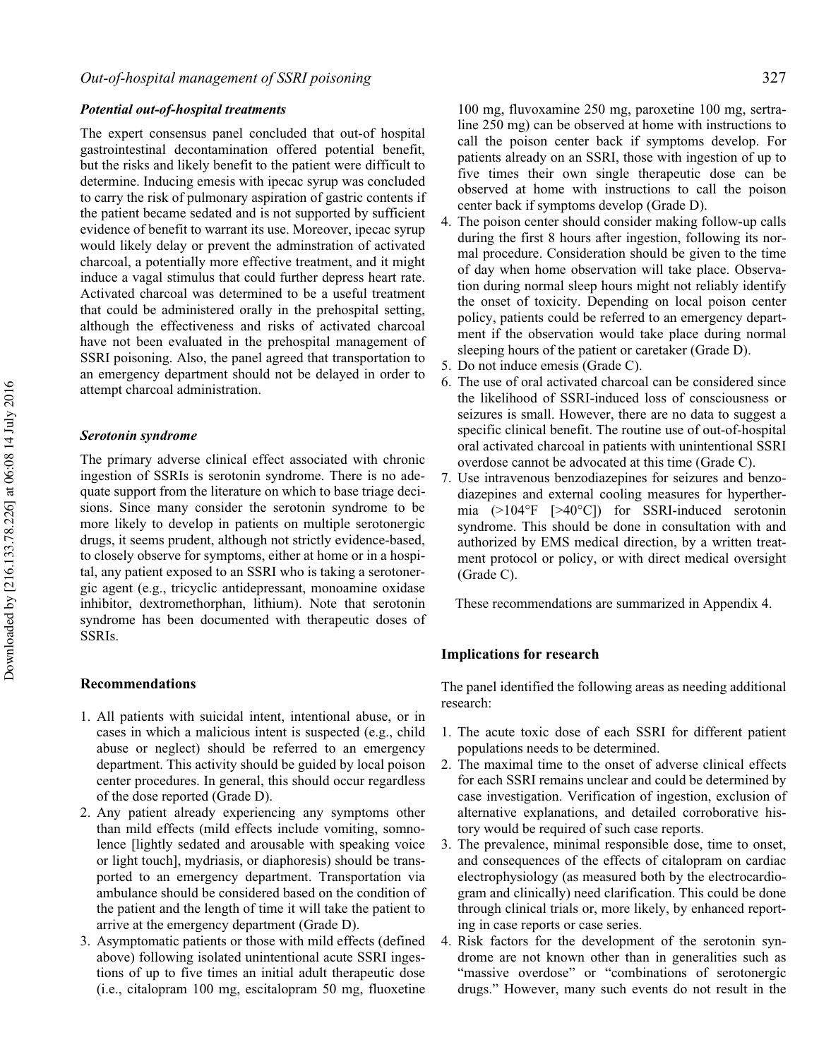### *Potential out-of-hospital treatments*

The expert consensus panel concluded that out-of hospital gastrointestinal decontamination offered potential benefit, but the risks and likely benefit to the patient were difficult to determine. Inducing emesis with ipecac syrup was concluded to carry the risk of pulmonary aspiration of gastric contents if the patient became sedated and is not supported by sufficient evidence of benefit to warrant its use. Moreover, ipecac syrup would likely delay or prevent the adminstration of activated charcoal, a potentially more effective treatment, and it might induce a vagal stimulus that could further depress heart rate. Activated charcoal was determined to be a useful treatment that could be administered orally in the prehospital setting, although the effectiveness and risks of activated charcoal have not been evaluated in the prehospital management of SSRI poisoning. Also, the panel agreed that transportation to an emergency department should not be delayed in order to attempt charcoal administration.

### *Serotonin syndrome*

The primary adverse clinical effect associated with chronic ingestion of SSRIs is serotonin syndrome. There is no adequate support from the literature on which to base triage decisions. Since many consider the serotonin syndrome to be more likely to develop in patients on multiple serotonergic drugs, it seems prudent, although not strictly evidence-based, to closely observe for symptoms, either at home or in a hospital, any patient exposed to an SSRI who is taking a serotonergic agent (e.g., tricyclic antidepressant, monoamine oxidase inhibitor, dextromethorphan, lithium). Note that serotonin syndrome has been documented with therapeutic doses of SSRIs.

## Recommendations

1. All patients with suicidal intent, intentional abuse, or in cases in which a malicious intent is suspected (e.g., child abuse or neglect) should be referred to an emergency department. This activity should be guided by local poison center procedures. In general, this should occur regardless of the dose reported (Grade D).
2. Any patient already experiencing any symptoms other than mild effects (mild effects include vomiting, somnolence [lightly sedated and arousable with speaking voice or light touch], mydriasis, or diaphoresis) should be transported to an emergency department. Transportation via ambulance should be considered based on the condition of the patient and the length of time it will take the patient to arrive at the emergency department (Grade D).
3. Asymptomatic patients or those with mild effects (defined above) following isolated unintentional acute SSRI ingestions of up to five times an initial adult therapeutic dose (i.e., citalopram 100 mg, escitalopram 50 mg, fluoxetine 100 mg, fluvoxamine 250 mg, paroxetine 100 mg, sertraline 250 mg) can be observed at home with instructions to call the poison center back if symptoms develop. For patients already on an SSRI, those with ingestion of up to five times their own single therapeutic dose can be observed at home with instructions to call the poison center back if symptoms develop (Grade D).
4. The poison center should consider making follow-up calls during the first 8 hours after ingestion, following its normal procedure. Consideration should be given to the time of day when home observation will take place. Observation during normal sleep hours might not reliably identify the onset of toxicity. Depending on local poison center policy, patients could be referred to an emergency department if the observation would take place during normal sleeping hours of the patient or caretaker (Grade D).
5. Do not induce emesis (Grade C).
6. The use of oral activated charcoal can be considered since the likelihood of SSRI-induced loss of consciousness or seizures is small. However, there are no data to suggest a specific clinical benefit. The routine use of out-of-hospital oral activated charcoal in patients with unintentional SSRI overdose cannot be advocated at this time (Grade C).
7. Use intravenous benzodiazepines for seizures and benzodiazepines and external cooling measures for hyperthermia (>104°F [>40°C]) for SSRI-induced serotonin syndrome. This should be done in consultation with and authorized by EMS medical direction, by a written treatment protocol or policy, or with direct medical oversight (Grade C).

These recommendations are summarized in Appendix 4.

## Implications for research

The panel identified the following areas as needing additional research:

1. The acute toxic dose of each SSRI for different patient populations needs to be determined.
2. The maximal time to the onset of adverse clinical effects for each SSRI remains unclear and could be determined by case investigation. Verification of ingestion, exclusion of alternative explanations, and detailed corroborative history would be required of such case reports.
3. The prevalence, minimal responsible dose, time to onset, and consequences of the effects of citalopram on cardiac electrophysiology (as measured both by the electrocardiogram and clinically) need clarification. This could be done through clinical trials or, more likely, by enhanced reporting in case reports or case series.
4. Risk factors for the development of the serotonin syndrome are not known other than in generalities such as "massive overdose" or "combinations of serotonergic drugs." However, many such events do not result in the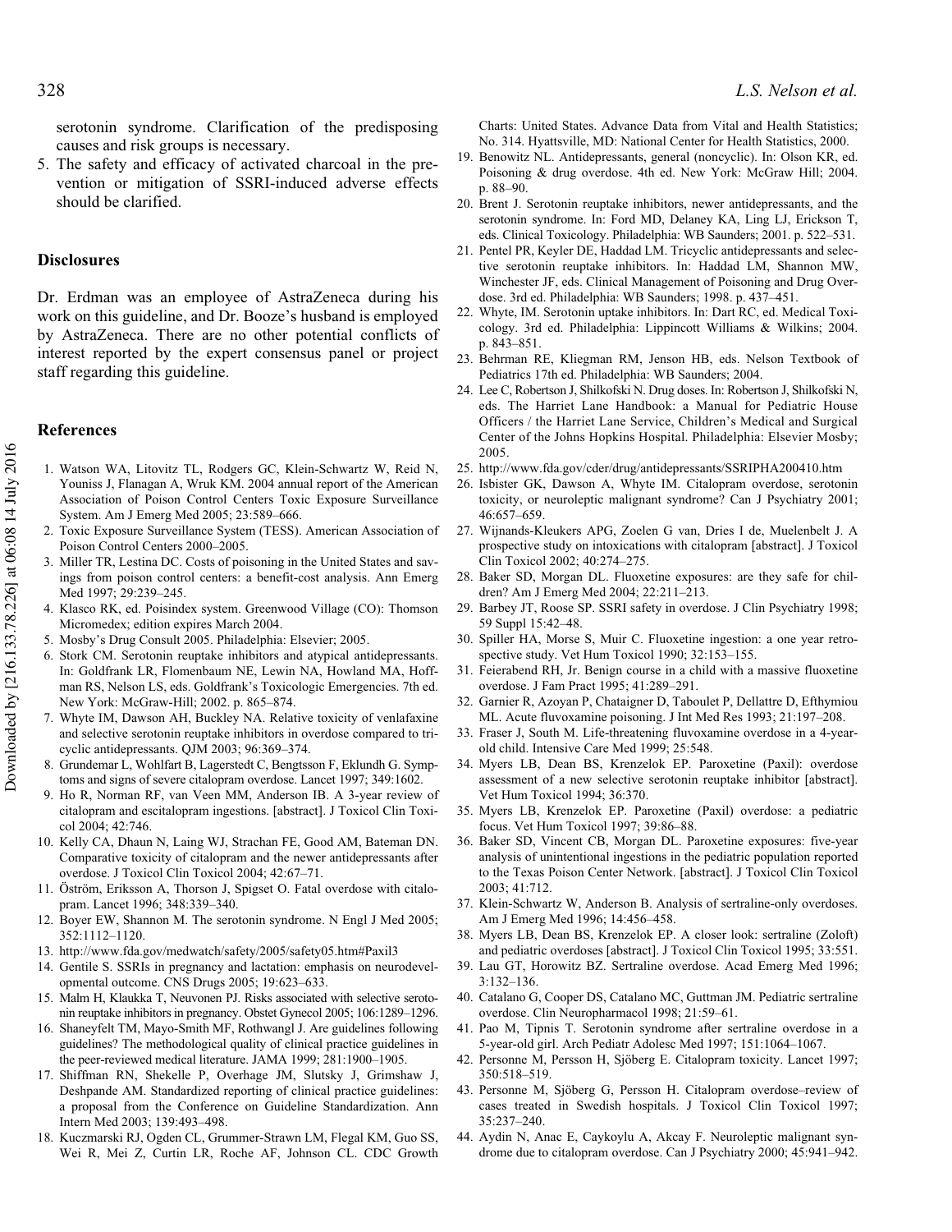serotonin syndrome. Clarification of the predisposing causes and risk groups is necessary.

5. The safety and efficacy of activated charcoal in the prevention or mitigation of SSRI-induced adverse effects should be clarified.

## Disclosures

Dr. Erdman was an employee of AstraZeneca during his work on this guideline, and Dr. Booze's husband is employed by AstraZeneca. There are no other potential conflicts of interest reported by the expert consensus panel or project staff regarding this guideline.

## References

1. Watson WA, Litovitz TL, Rodgers GC, Klein-Schwartz W, Reid N, Youniss J, Flanagan A, Wruk KM. 2004 annual report of the American Association of Poison Control Centers Toxic Exposure Surveillance System. Am J Emerg Med 2005; 23:589–666.
2. Toxic Exposure Surveillance System (TESS). American Association of Poison Control Centers 2000–2005.
3. Miller TR, Lestina DC. Costs of poisoning in the United States and savings from poison control centers: a benefit-cost analysis. Ann Emerg Med 1997; 29:239–245.
4. Klasco RK, ed. Poisindex system. Greenwood Village (CO): Thomson Micromedex; edition expires March 2004.
5. Mosby's Drug Consult 2005. Philadelphia: Elsevier; 2005.
6. Stork CM. Serotonin reuptake inhibitors and atypical antidepressants. In: Goldfrank LR, Flomenbaum NE, Lewin NA, Howland MA, Hoffman RS, Nelson LS, eds. Goldfrank's Toxicologic Emergencies. 7th ed. New York: McGraw-Hill; 2002. p. 865–874.
7. Whyte IM, Dawson AH, Buckley NA. Relative toxicity of venlafaxine and selective serotonin reuptake inhibitors in overdose compared to tricyclic antidepressants. QJM 2003; 96:369–374.
8. Grundemar L, Wohlfart B, Lagerstedt C, Bengtsson F, Eklundh G. Symptoms and signs of severe citalopram overdose. Lancet 1997; 349:1602.
9. Ho R, Norman RF, van Veen MM, Anderson IB. A 3-year review of citalopram and escitalopram ingestions. [abstract]. J Toxicol Clin Toxicol 2004; 42:746.
10. Kelly CA, Dhaun N, Laing WJ, Strachan FE, Good AM, Bateman DN. Comparative toxicity of citalopram and the newer antidepressants after overdose. J Toxicol Clin Toxicol 2004; 42:67–71.
11. Öström, Eriksson A, Thorson J, Spigset O. Fatal overdose with citalopram. Lancet 1996; 348:339–340.
12. Boyer EW, Shannon M. The serotonin syndrome. N Engl J Med 2005; 352:1112–1120.
13. http://www.fda.gov/medwatch/safety/2005/safety05.htm#Paxil3
14. Gentile S. SSRIs in pregnancy and lactation: emphasis on neurodevelopmental outcome. CNS Drugs 2005; 19:623–633.
15. Malm H, Klaukka T, Neuvonen PJ. Risks associated with selective serotonin reuptake inhibitors in pregnancy. Obstet Gynecol 2005; 106:1289–1296.
16. Shaneyfelt TM, Mayo-Smith MF, Rothwangl J. Are guidelines following guidelines? The methodological quality of clinical practice guidelines in the peer-reviewed medical literature. JAMA 1999; 281:1900–1905.
17. Shiffman RN, Shekelle P, Overhage JM, Slutsky J, Grimshaw J, Deshpande AM. Standardized reporting of clinical practice guidelines: a proposal from the Conference on Guideline Standardization. Ann Intern Med 2003; 139:493–498.
18. Kuczmarski RJ, Ogden CL, Grummer-Strawn LM, Flegal KM, Guo SS, Wei R, Mei Z, Curtin LR, Roche AF, Johnson CL. CDC Growth Charts: United States. Advance Data from Vital and Health Statistics; No. 314. Hyattsville, MD: National Center for Health Statistics, 2000.
19. Benowitz NL. Antidepressants, general (noncyclic). In: Olson KR, ed. Poisoning & drug overdose. 4th ed. New York: McGraw Hill; 2004. p. 88–90.
20. Brent J. Serotonin reuptake inhibitors, newer antidepressants, and the serotonin syndrome. In: Ford MD, Delaney KA, Ling LJ, Erickson T, eds. Clinical Toxicology. Philadelphia: WB Saunders; 2001. p. 522–531.
21. Pentel PR, Keyler DE, Haddad LM. Tricyclic antidepressants and selective serotonin reuptake inhibitors. In: Haddad LM, Shannon MW, Winchester JF, eds. Clinical Management of Poisoning and Drug Overdose. 3rd ed. Philadelphia: WB Saunders; 1998. p. 437–451.
22. Whyte, IM. Serotonin uptake inhibitors. In: Dart RC, ed. Medical Toxicology. 3rd ed. Philadelphia: Lippincott Williams & Wilkins; 2004. p. 843–851.
23. Behrman RE, Kliegman RM, Jenson HB, eds. Nelson Textbook of Pediatrics 17th ed. Philadelphia: WB Saunders; 2004.
24. Lee C, Robertson J, Shilkofski N. Drug doses. In: Robertson J, Shilkofski N, eds. The Harriet Lane Handbook: a Manual for Pediatric House Officers / the Harriet Lane Service, Children's Medical and Surgical Center of the Johns Hopkins Hospital. Philadelphia: Elsevier Mosby; 2005.
25. http://www.fda.gov/cder/drug/antidepressants/SSRIPHA200410.htm
26. Isbister GK, Dawson A, Whyte IM. Citalopram overdose, serotonin toxicity, or neuroleptic malignant syndrome? Can J Psychiatry 2001; 46:657–659.
27. Wijnands-Kleukers APG, Zoelen G van, Dries I de, Muelenbelt J. A prospective study on intoxications with citalopram [abstract]. J Toxicol Clin Toxicol 2002; 40:274–275.
28. Baker SD, Morgan DL. Fluoxetine exposures: are they safe for children? Am J Emerg Med 2004; 22:211–213.
29. Barbey JT, Roose SP. SSRI safety in overdose. J Clin Psychiatry 1998; 59 Suppl 15:42–48.
30. Spiller HA, Morse S, Muir C. Fluoxetine ingestion: a one year retrospective study. Vet Hum Toxicol 1990; 32:153–155.
31. Feierabend RH, Jr. Benign course in a child with a massive fluoxetine overdose. J Fam Pract 1995; 41:289–291.
32. Garnier R, Azoyan P, Chataigner D, Taboulet P, Dellattre D, Efthymiou ML. Acute fluvoxamine poisoning. J Int Med Res 1993; 21:197–208.
33. Fraser J, South M. Life-threatening fluvoxamine overdose in a 4-year-old child. Intensive Care Med 1999; 25:548.
34. Myers LB, Dean BS, Krenzelok EP. Paroxetine (Paxil): overdose assessment of a new selective serotonin reuptake inhibitor [abstract]. Vet Hum Toxicol 1994; 36:370.
35. Myers LB, Krenzelok EP. Paroxetine (Paxil) overdose: a pediatric focus. Vet Hum Toxicol 1997; 39:86–88.
36. Baker SD, Vincent CB, Morgan DL. Paroxetine exposures: five-year analysis of unintentional ingestions in the pediatric population reported to the Texas Poison Center Network. [abstract]. J Toxicol Clin Toxicol 2003; 41:712.
37. Klein-Schwartz W, Anderson B. Analysis of sertraline-only overdoses. Am J Emerg Med 1996; 14:456–458.
38. Myers LB, Dean BS, Krenzelok EP. A closer look: sertraline (Zoloft) and pediatric overdoses [abstract]. J Toxicol Clin Toxicol 1995; 33:551.
39. Lau GT, Horowitz BZ. Sertraline overdose. Acad Emerg Med 1996; 3:132–136.
40. Catalano G, Cooper DS, Catalano MC, Guttman JM. Pediatric sertraline overdose. Clin Neuropharmacol 1998; 21:59–61.
41. Pao M, Tipnis T. Serotonin syndrome after sertraline overdose in a 5-year-old girl. Arch Pediatr Adolesc Med 1997; 151:1064–1067.
42. Personne M, Persson H, Sjöberg E. Citalopram toxicity. Lancet 1997; 350:518–519.
43. Personne M, Sjöberg G, Persson H. Citalopram overdose–review of cases treated in Swedish hospitals. J Toxicol Clin Toxicol 1997; 35:237–240.
44. Aydin N, Anac E, Caykoylu A, Akcay F. Neuroleptic malignant syndrome due to citalopram overdose. Can J Psychiatry 2000; 45:941–942.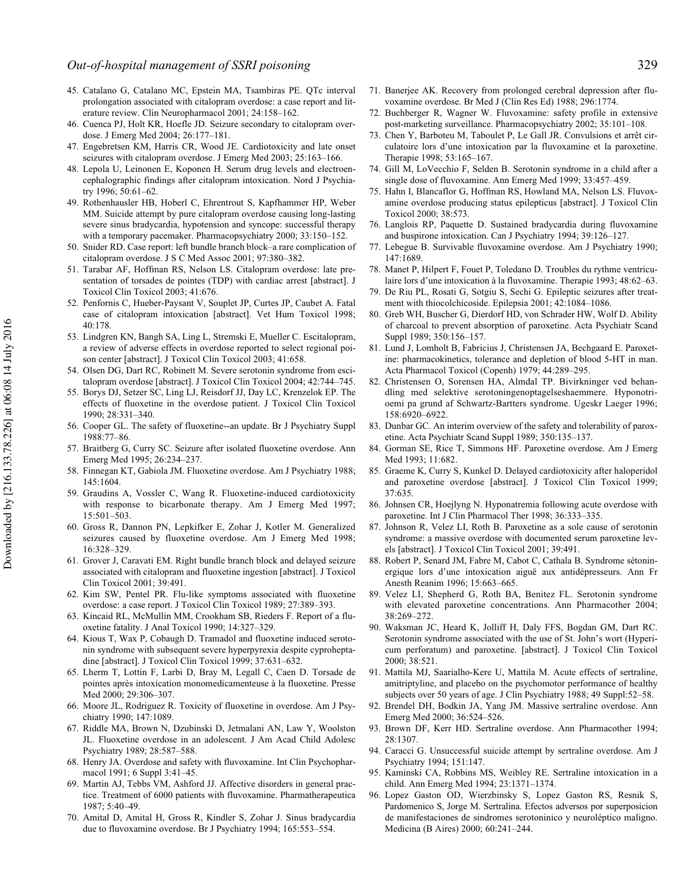45. Catalano G, Catalano MC, Epstein MA, Tsambiras PE. QTc interval prolongation associated with citalopram overdose: a case report and literature review. Clin Neuropharmacol 2001; 24:158–162.
46. Cuenca PJ, Holt KR, Hoefle JD. Seizure secondary to citalopram overdose. J Emerg Med 2004; 26:177–181.
47. Engebretsen KM, Harris CR, Wood JE. Cardiotoxicity and late onset seizures with citalopram overdose. J Emerg Med 2003; 25:163–166.
48. Lepola U, Leinonen E, Koponen H. Serum drug levels and electroencephalographic findings after citalopram intoxication. Nord J Psychiatry 1996; 50:61–62.
49. Rothenhausler HB, Hoberl C, Ehrentrout S, Kapfhammer HP, Weber MM. Suicide attempt by pure citalopram overdose causing long-lasting severe sinus bradycardia, hypotension and syncope: successful therapy with a temporary pacemaker. Pharmacopsychiatry 2000; 33:150–152.
50. Snider RD. Case report: left bundle branch block–a rare complication of citalopram overdose. J S C Med Assoc 2001; 97:380–382.
51. Tarabar AF, Hoffman RS, Nelson LS. Citalopram overdose: late presentation of torsades de pointes (TDP) with cardiac arrest [abstract]. J Toxicol Clin Toxicol 2003; 41:676.
52. Penfornis C, Hueber-Paysant V, Souplet JP, Curtes JP, Caubet A. Fatal case of citalopram intoxication [abstract]. Vet Hum Toxicol 1998; 40:178.
53. Lindgren KN, Bangh SA, Ling L, Stremski E, Mueller C. Escitalopram, a review of adverse effects in overdose reported to select regional poison center [abstract]. J Toxicol Clin Toxicol 2003; 41:658.
54. Olsen DG, Dart RC, Robinett M. Severe serotonin syndrome from escitalopram overdose [abstract]. J Toxicol Clin Toxicol 2004; 42:744–745.
55. Borys DJ, Setzer SC, Ling LJ, Reisdorf JJ, Day LC, Krenzelok EP. The effects of fluoxetine in the overdose patient. J Toxicol Clin Toxicol 1990; 28:331–340.
56. Cooper GL. The safety of fluoxetine--an update. Br J Psychiatry Suppl 1988:77–86.
57. Braitberg G, Curry SC. Seizure after isolated fluoxetine overdose. Ann Emerg Med 1995; 26:234–237.
58. Finnegan KT, Gabiola JM. Fluoxetine overdose. Am J Psychiatry 1988; 145:1604.
59. Graudins A, Vossler C, Wang R. Fluoxetine-induced cardiotoxicity with response to bicarbonate therapy. Am J Emerg Med 1997; 15:501–503.
60. Gross R, Dannon PN, Lepkifker E, Zohar J, Kotler M. Generalized seizures caused by fluoxetine overdose. Am J Emerg Med 1998; 16:328–329.
61. Grover J, Caravati EM. Right bundle branch block and delayed seizure associated with citalopram and fluoxetine ingestion [abstract]. J Toxicol Clin Toxicol 2001; 39:491.
62. Kim SW, Pentel PR. Flu-like symptoms associated with fluoxetine overdose: a case report. J Toxicol Clin Toxicol 1989; 27:389–393.
63. Kincaid RL, McMullin MM, Crookham SB, Rieders F. Report of a fluoxetine fatality. J Anal Toxicol 1990; 14:327–329.
64. Kious T, Wax P, Cobaugh D. Tramadol and fluoxetine induced serotonin syndrome with subsequent severe hyperpyrexia despite cyproheptadine [abstract]. J Toxicol Clin Toxicol 1999; 37:631–632.
65. Lherm T, Lottin F, Larbi D, Bray M, Legall C, Caen D. Torsade de pointes après intoxication monomedicamenteuse à la fluoxetine. Presse Med 2000; 29:306–307.
66. Moore JL, Rodriguez R. Toxicity of fluoxetine in overdose. Am J Psychiatry 1990; 147:1089.
67. Riddle MA, Brown N, Dzubinski D, Jetmalani AN, Law Y, Woolston JL. Fluoxetine overdose in an adolescent. J Am Acad Child Adolesc Psychiatry 1989; 28:587–588.
68. Henry JA. Overdose and safety with fluvoxamine. Int Clin Psychopharmacol 1991; 6 Suppl 3:41–45.
69. Martin AJ, Tebbs VM, Ashford JJ. Affective disorders in general practice. Treatment of 6000 patients with fluvoxamine. Pharmatherapeutica 1987; 5:40–49.
70. Amital D, Amital H, Gross R, Kindler S, Zohar J. Sinus bradycardia due to fluvoxamine overdose. Br J Psychiatry 1994; 165:553–554.
71. Banerjee AK. Recovery from prolonged cerebral depression after fluvoxamine overdose. Br Med J (Clin Res Ed) 1988; 296:1774.
72. Buchberger R, Wagner W. Fluvoxamine: safety profile in extensive post-marketing surveillance. Pharmacopsychiatry 2002; 35:101–108.
73. Chen Y, Barboteu M, Taboulet P, Le Gall JR. Convulsions et arrêt circulatoire lors d'une intoxication par la fluvoxamine et la paroxetine. Therapie 1998; 53:165–167.
74. Gill M, LoVecchio F, Selden B. Serotonin syndrome in a child after a single dose of fluvoxamine. Ann Emerg Med 1999; 33:457–459.
75. Hahn I, Blancaflor G, Hoffman RS, Howland MA, Nelson LS. Fluvoxamine overdose producing status epilepticus [abstract]. J Toxicol Clin Toxicol 2000; 38:573.
76. Langlois RP, Paquette D. Sustained bradycardia during fluvoxamine and buspirone intoxication. Can J Psychiatry 1994; 39:126–127.
77. Lebegue B. Survivable fluvoxamine overdose. Am J Psychiatry 1990; 147:1689.
78. Manet P, Hilpert F, Fouet P, Toledano D. Troubles du rythme ventriculaire lors d'une intoxication à la fluvoxamine. Therapie 1993; 48:62–63.
79. De Riu PL, Rosati G, Sotgiu S, Sechi G. Epileptic seizures after treatment with thiocolchicoside. Epilepsia 2001; 42:1084–1086.
80. Greb WH, Buscher G, Dierdorf HD, von Schrader HW, Wolf D. Ability of charcoal to prevent absorption of paroxetine. Acta Psychiatr Scand Suppl 1989; 350:156–157.
81. Lund J, Lomholt B, Fabricius J, Christensen JA, Bechgaard E. Paroxetine: pharmacokinetics, tolerance and depletion of blood 5-HT in man. Acta Pharmacol Toxicol (Copenh) 1979; 44:289–295.
82. Christensen O, Sorensen HA, Almdal TP. Bivirkninger ved behandling med selektive serotoningenoptagelseshaemmere. Hyponotrioemi pa grund af Schwartz-Bartters syndrome. Ugeskr Laeger 1996; 158:6920–6922.
83. Dunbar GC. An interim overview of the safety and tolerability of paroxetine. Acta Psychiatr Scand Suppl 1989; 350:135–137.
84. Gorman SE, Rice T, Simmons HF. Paroxetine overdose. Am J Emerg Med 1993; 11:682.
85. Graeme K, Curry S, Kunkel D. Delayed cardiotoxicity after haloperidol and paroxetine overdose [abstract]. J Toxicol Clin Toxicol 1999; 37:635.
86. Johnsen CR, Hoejlyng N. Hyponatremia following acute overdose with paroxetine. Int J Clin Pharmacol Ther 1998; 36:333–335.
87. Johnson R, Velez LI, Roth B. Paroxetine as a sole cause of serotonin syndrome: a massive overdose with documented serum paroxetine levels [abstract]. J Toxicol Clin Toxicol 2001; 39:491.
88. Robert P, Senard JM, Fabre M, Cabot C, Cathala B. Syndrome sétoninergique lors d'une intoxication aiguë aux antidépresseurs. Ann Fr Anesth Reanim 1996; 15:663–665.
89. Velez LI, Shepherd G, Roth BA, Benitez FL. Serotonin syndrome with elevated paroxetine concentrations. Ann Pharmacother 2004; 38:269–272.
90. Waksman JC, Heard K, Jolliff H, Daly FFS, Bogdan GM, Dart RC. Serotonin syndrome associated with the use of St. John's wort (Hypericum perforatum) and paroxetine. [abstract]. J Toxicol Clin Toxicol 2000; 38:521.
91. Mattila MJ, Saarialho-Kere U, Mattila M. Acute effects of sertraline, amitriptyline, and placebo on the psychomotor performance of healthy subjects over 50 years of age. J Clin Psychiatry 1988; 49 Suppl:52–58.
92. Brendel DH, Bodkin JA, Yang JM. Massive sertraline overdose. Ann Emerg Med 2000; 36:524–526.
93. Brown DF, Kerr HD. Sertraline overdose. Ann Pharmacother 1994; 28:1307.
94. Caracci G. Unsuccessful suicide attempt by sertraline overdose. Am J Psychiatry 1994; 151:147.
95. Kaminski CA, Robbins MS, Weibley RE. Sertraline intoxication in a child. Ann Emerg Med 1994; 23:1371–1374.
96. Lopez Gaston OD, Wierzbinsky S, Lopez Gaston RS, Resnik S, Pardomenico S, Jorge M. Sertralina. Efectos adversos por superposicion de manifestaciones de sindromes serotoninico y neuroléptico maligno. Medicina (B Aires) 2000; 60:241–244.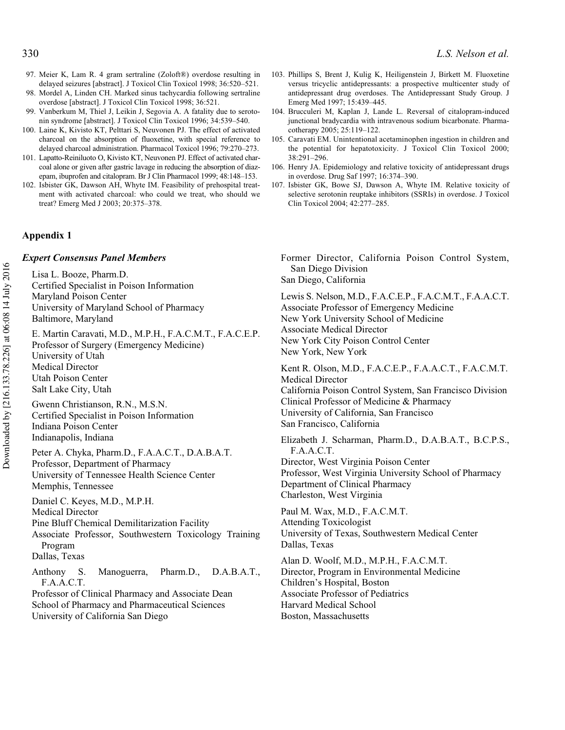97. Meier K, Lam R. 4 gram sertraline (Zoloft®) overdose resulting in delayed seizures [abstract]. J Toxicol Clin Toxicol 1998; 36:520–521.
98. Mordel A, Linden CH. Marked sinus tachycardia following sertraline overdose [abstract]. J Toxicol Clin Toxicol 1998; 36:521.
99. Vanberkum M, Thiel J, Leikin J, Segovia A. A fatality due to serotonin syndrome [abstract]. J Toxicol Clin Toxicol 1996; 34:539–540.
100. Laine K, Kivisto KT, Pelttari S, Neuvonen PJ. The effect of activated charcoal on the absorption of fluoxetine, with special reference to delayed charcoal administration. Pharmacol Toxicol 1996; 79:270–273.
101. Lapatto-Reiniluoto O, Kivisto KT, Neuvonen PJ. Effect of activated charcoal alone or given after gastric lavage in reducing the absorption of diazepam, ibuprofen and citalopram. Br J Clin Pharmacol 1999; 48:148–153.
102. Isbister GK, Dawson AH, Whyte IM. Feasibility of prehospital treatment with activated charcoal: who could we treat, who should we treat? Emerg Med J 2003; 20:375–378.
103. Phillips S, Brent J, Kulig K, Heiligenstein J, Birkett M. Fluoxetine versus tricyclic antidepressants: a prospective multicenter study of antidepressant drug overdoses. The Antidepressant Study Group. J Emerg Med 1997; 15:439–445.
104. Brucculeri M, Kaplan J, Lande L. Reversal of citalopram-induced junctional bradycardia with intravenous sodium bicarbonate. Pharmacotherapy 2005; 25:119–122.
105. Caravati EM. Unintentional acetaminophen ingestion in children and the potential for hepatotoxicity. J Toxicol Clin Toxicol 2000; 38:291–296.
106. Henry JA. Epidemiology and relative toxicity of antidepressant drugs in overdose. Drug Saf 1997; 16:374–390.
107. Isbister GK, Bowe SJ, Dawson A, Whyte IM. Relative toxicity of selective serotonin reuptake inhibitors (SSRIs) in overdose. J Toxicol Clin Toxicol 2004; 42:277–285.

## Appendix 1

### *Expert Consensus Panel Members*

Lisa L. Booze, Pharm.D.
Certified Specialist in Poison Information
Maryland Poison Center
University of Maryland School of Pharmacy
Baltimore, Maryland

E. Martin Caravati, M.D., M.P.H., F.A.C.M.T., F.A.C.E.P.
Professor of Surgery (Emergency Medicine)
University of Utah
Medical Director
Utah Poison Center
Salt Lake City, Utah

Gwenn Christianson, R.N., M.S.N.
Certified Specialist in Poison Information
Indiana Poison Center
Indianapolis, Indiana

Peter A. Chyka, Pharm.D., F.A.A.C.T., D.A.B.A.T.
Professor, Department of Pharmacy
University of Tennessee Health Science Center
Memphis, Tennessee

Daniel C. Keyes, M.D., M.P.H.
Medical Director
Pine Bluff Chemical Demilitarization Facility
Associate Professor, Southwestern Toxicology Training Program
Dallas, Texas

Anthony S. Manoguerra, Pharm.D., D.A.B.A.T., F.A.A.C.T.
Professor of Clinical Pharmacy and Associate Dean
School of Pharmacy and Pharmaceutical Sciences
University of California San Diego
Former Director, California Poison Control System, San Diego Division
San Diego, California

Lewis S. Nelson, M.D., F.A.C.E.P., F.A.C.M.T., F.A.A.C.T.
Associate Professor of Emergency Medicine
New York University School of Medicine
Associate Medical Director
New York City Poison Control Center
New York, New York

Kent R. Olson, M.D., F.A.C.E.P., F.A.A.C.T., F.A.C.M.T.
Medical Director
California Poison Control System, San Francisco Division
Clinical Professor of Medicine & Pharmacy
University of California, San Francisco
San Francisco, California

Elizabeth J. Scharman, Pharm.D., D.A.B.A.T., B.C.P.S., F.A.A.C.T.
Director, West Virginia Poison Center
Professor, West Virginia University School of Pharmacy
Department of Clinical Pharmacy
Charleston, West Virginia

Paul M. Wax, M.D., F.A.C.M.T.
Attending Toxicologist
University of Texas, Southwestern Medical Center
Dallas, Texas

Alan D. Woolf, M.D., M.P.H., F.A.C.M.T.
Director, Program in Environmental Medicine
Children's Hospital, Boston
Associate Professor of Pediatrics
Harvard Medical School
Boston, Massachusetts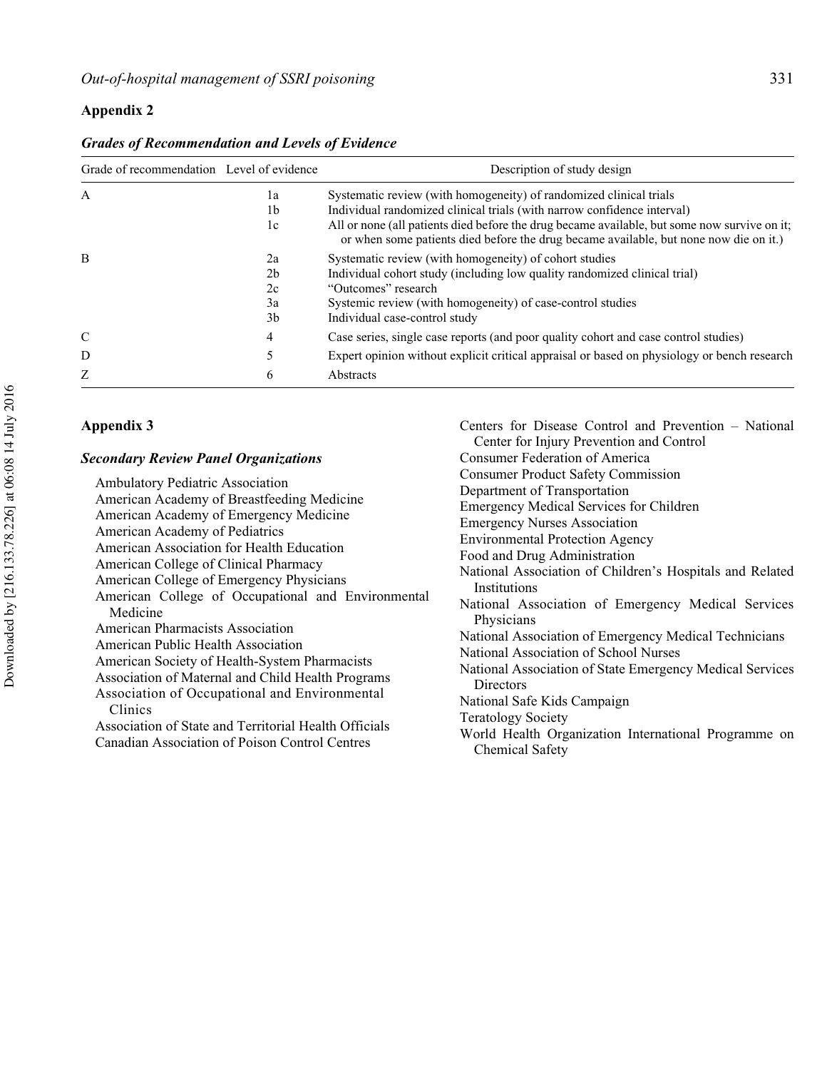## Appendix 2

### *Grades of Recommendation and Levels of Evidence*

| Grade of recommendation | Level of evidence | Description of study design |
|---|---|---|
| A | 1a | Systematic review (with homogeneity) of randomized clinical trials |
| | 1b | Individual randomized clinical trials (with narrow confidence interval) |
| | 1c | All or none (all patients died before the drug became available, but some now survive on it; or when some patients died before the drug became available, but none now die on it.) |
| B | 2a | Systematic review (with homogeneity) of cohort studies |
| | 2b | Individual cohort study (including low quality randomized clinical trial) |
| | 2c | "Outcomes" research |
| | 3a | Systemic review (with homogeneity) of case-control studies |
| | 3b | Individual case-control study |
| C | 4 | Case series, single case reports (and poor quality cohort and case control studies) |
| D | 5 | Expert opinion without explicit critical appraisal or based on physiology or bench research |
| Z | 6 | Abstracts |

## Appendix 3

### *Secondary Review Panel Organizations*

Ambulatory Pediatric Association
American Academy of Breastfeeding Medicine
American Academy of Emergency Medicine
American Academy of Pediatrics
American Association for Health Education
American College of Clinical Pharmacy
American College of Emergency Physicians
American College of Occupational and Environmental Medicine
American Pharmacists Association
American Public Health Association
American Society of Health-System Pharmacists
Association of Maternal and Child Health Programs
Association of Occupational and Environmental Clinics
Association of State and Territorial Health Officials
Canadian Association of Poison Control Centres
Centers for Disease Control and Prevention – National Center for Injury Prevention and Control
Consumer Federation of America
Consumer Product Safety Commission
Department of Transportation
Emergency Medical Services for Children
Emergency Nurses Association
Environmental Protection Agency
Food and Drug Administration
National Association of Children's Hospitals and Related Institutions
National Association of Emergency Medical Services Physicians
National Association of Emergency Medical Technicians
National Association of School Nurses
National Association of State Emergency Medical Services Directors
National Safe Kids Campaign
Teratology Society
World Health Organization International Programme on Chemical Safety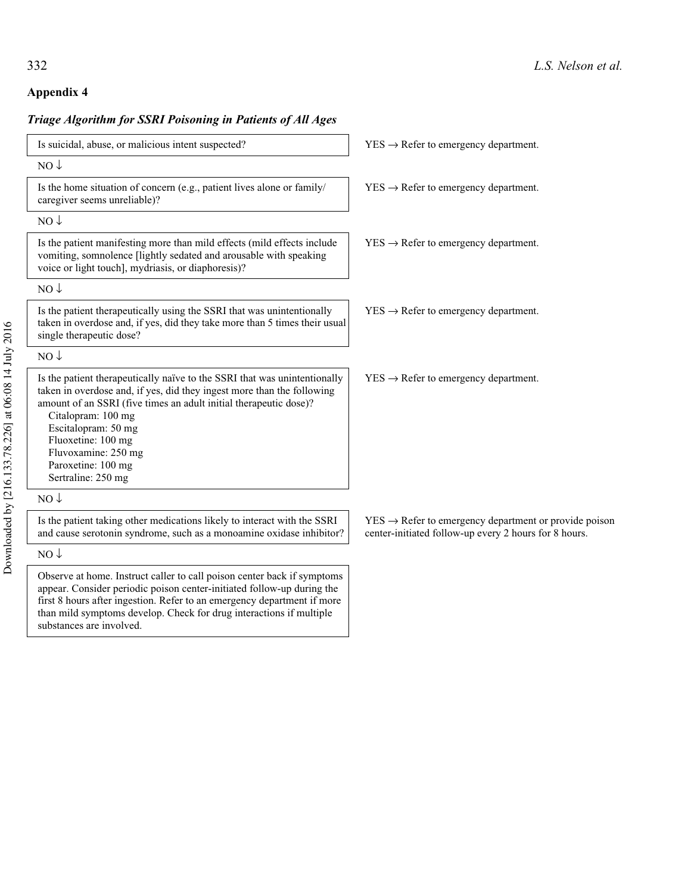## Appendix 4

### *Triage Algorithm for SSRI Poisoning in Patients of All Ages*

| Question | If YES |
|---|---|
| Is suicidal, abuse, or malicious intent suspected? | YES → Refer to emergency department. |
| NO ↓ | |
| Is the home situation of concern (e.g., patient lives alone or family/caregiver seems unreliable)? | YES → Refer to emergency department. |
| NO ↓ | |
| Is the patient manifesting more than mild effects (mild effects include vomiting, somnolence [lightly sedated and arousable with speaking voice or light touch], mydriasis, or diaphoresis)? | YES → Refer to emergency department. |
| NO ↓ | |
| Is the patient therapeutically using the SSRI that was unintentionally taken in overdose and, if yes, did they take more than 5 times their usual single therapeutic dose? | YES → Refer to emergency department. |
| NO ↓ | |
| Is the patient therapeutically naïve to the SSRI that was unintentionally taken in overdose and, if yes, did they ingest more than the following amount of an SSRI (five times an adult initial therapeutic dose)?<br>Citalopram: 100 mg<br>Escitalopram: 50 mg<br>Fluoxetine: 100 mg<br>Fluvoxamine: 250 mg<br>Paroxetine: 100 mg<br>Sertraline: 250 mg | YES → Refer to emergency department. |
| NO ↓ | |
| Is the patient taking other medications likely to interact with the SSRI and cause serotonin syndrome, such as a monoamine oxidase inhibitor? | YES → Refer to emergency department or provide poison center-initiated follow-up every 2 hours for 8 hours. |
| NO ↓ | |
| Observe at home. Instruct caller to call poison center back if symptoms appear. Consider periodic poison center-initiated follow-up during the first 8 hours after ingestion. Refer to an emergency department if more than mild symptoms develop. Check for drug interactions if multiple substances are involved. | |